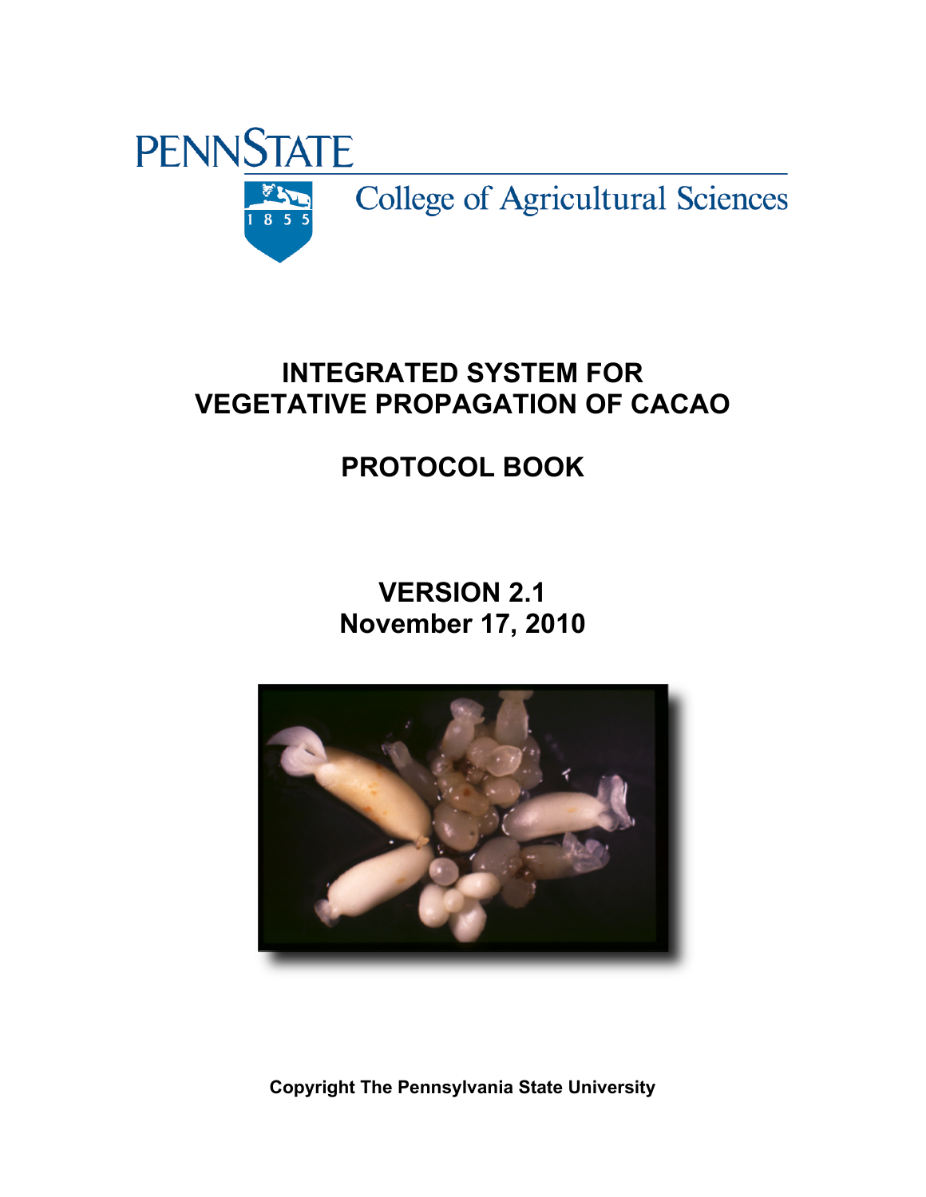PENNSTATE

College of Agricultural Sciences

# INTEGRATED SYSTEM FOR VEGETATIVE PROPAGATION OF CACAO

# PROTOCOL BOOK

## VERSION 2.1
## November 17, 2010

**Copyright The Pennsylvania State University**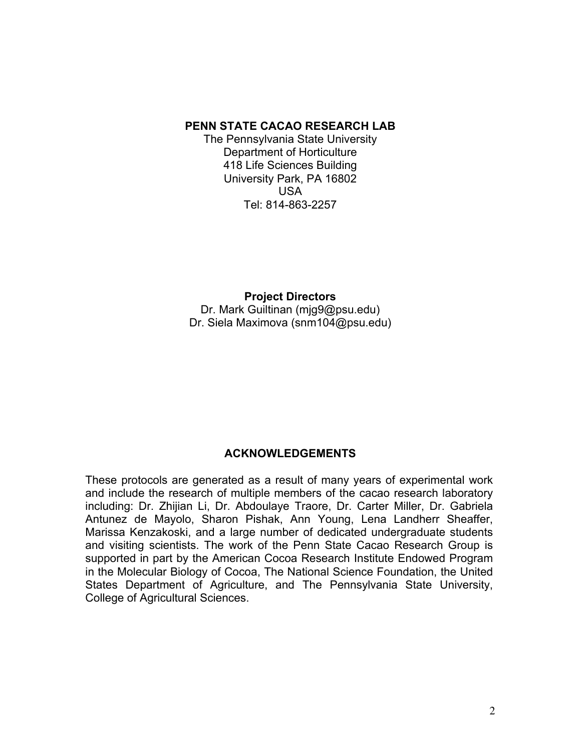**PENN STATE CACAO RESEARCH LAB**

The Pennsylvania State University
Department of Horticulture
418 Life Sciences Building
University Park, PA 16802
USA
Tel: 814-863-2257

**Project Directors**

Dr. Mark Guiltinan (mjg9@psu.edu)
Dr. Siela Maximova (snm104@psu.edu)

## ACKNOWLEDGEMENTS

These protocols are generated as a result of many years of experimental work and include the research of multiple members of the cacao research laboratory including: Dr. Zhijian Li, Dr. Abdoulaye Traore, Dr. Carter Miller, Dr. Gabriela Antunez de Mayolo, Sharon Pishak, Ann Young, Lena Landherr Sheaffer, Marissa Kenzakoski, and a large number of dedicated undergraduate students and visiting scientists. The work of the Penn State Cacao Research Group is supported in part by the American Cocoa Research Institute Endowed Program in the Molecular Biology of Cocoa, The National Science Foundation, the United States Department of Agriculture, and The Pennsylvania State University, College of Agricultural Sciences.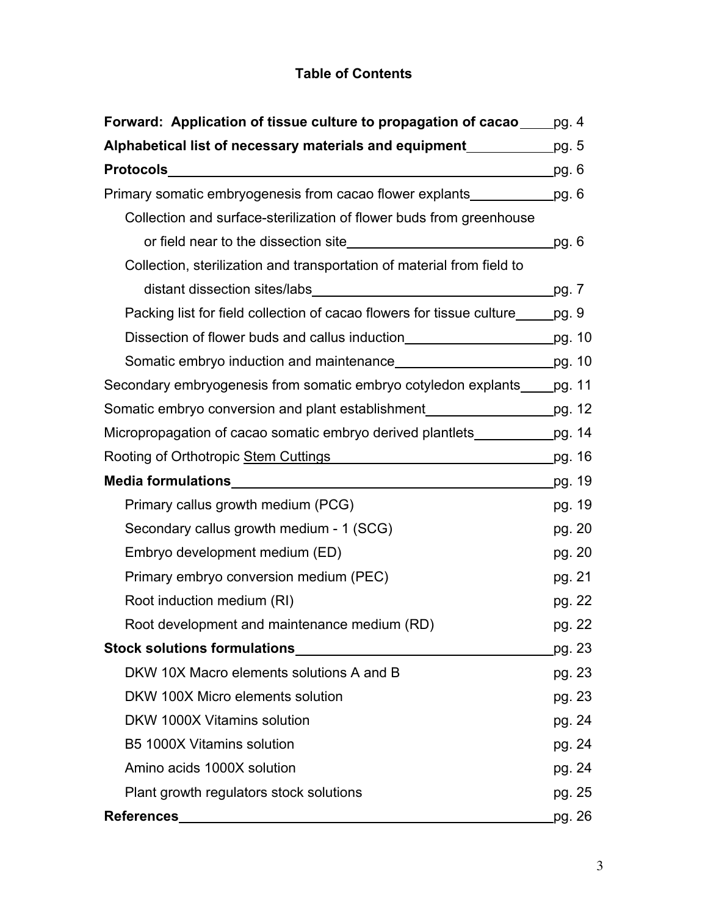# Table of Contents

| | |
|---|---|
| **Forward: Application of tissue culture to propagation of cacao** | pg. 4 |
| **Alphabetical list of necessary materials and equipment** | pg. 5 |
| **Protocols** | pg. 6 |
| Primary somatic embryogenesis from cacao flower explants | pg. 6 |
| Collection and surface-sterilization of flower buds from greenhouse or field near to the dissection site | pg. 6 |
| Collection, sterilization and transportation of material from field to distant dissection sites/labs | pg. 7 |
| Packing list for field collection of cacao flowers for tissue culture | pg. 9 |
| Dissection of flower buds and callus induction | pg. 10 |
| Somatic embryo induction and maintenance | pg. 10 |
| Secondary embryogenesis from somatic embryo cotyledon explants | pg. 11 |
| Somatic embryo conversion and plant establishment | pg. 12 |
| Micropropagation of cacao somatic embryo derived plantlets | pg. 14 |
| Rooting of Orthotropic Stem Cuttings | pg. 16 |
| **Media formulations** | pg. 19 |
| Primary callus growth medium (PCG) | pg. 19 |
| Secondary callus growth medium - 1 (SCG) | pg. 20 |
| Embryo development medium (ED) | pg. 20 |
| Primary embryo conversion medium (PEC) | pg. 21 |
| Root induction medium (RI) | pg. 22 |
| Root development and maintenance medium (RD) | pg. 22 |
| **Stock solutions formulations** | pg. 23 |
| DKW 10X Macro elements solutions A and B | pg. 23 |
| DKW 100X Micro elements solution | pg. 23 |
| DKW 1000X Vitamins solution | pg. 24 |
| B5 1000X Vitamins solution | pg. 24 |
| Amino acids 1000X solution | pg. 24 |
| Plant growth regulators stock solutions | pg. 25 |
| **References** | pg. 26 |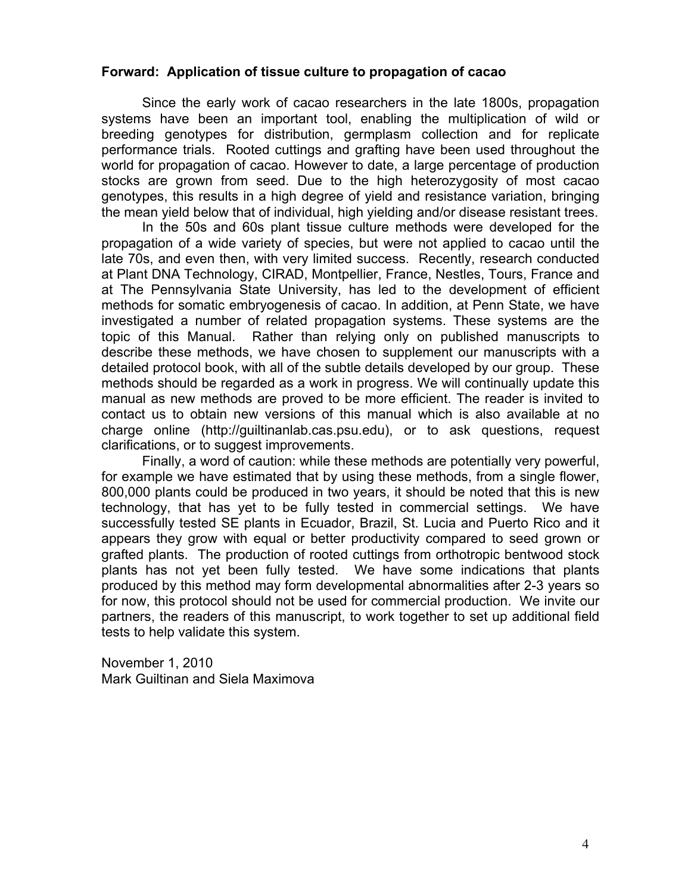**Forward: Application of tissue culture to propagation of cacao**

Since the early work of cacao researchers in the late 1800s, propagation systems have been an important tool, enabling the multiplication of wild or breeding genotypes for distribution, germplasm collection and for replicate performance trials. Rooted cuttings and grafting have been used throughout the world for propagation of cacao. However to date, a large percentage of production stocks are grown from seed. Due to the high heterozygosity of most cacao genotypes, this results in a high degree of yield and resistance variation, bringing the mean yield below that of individual, high yielding and/or disease resistant trees.

In the 50s and 60s plant tissue culture methods were developed for the propagation of a wide variety of species, but were not applied to cacao until the late 70s, and even then, with very limited success. Recently, research conducted at Plant DNA Technology, CIRAD, Montpellier, France, Nestles, Tours, France and at The Pennsylvania State University, has led to the development of efficient methods for somatic embryogenesis of cacao. In addition, at Penn State, we have investigated a number of related propagation systems. These systems are the topic of this Manual. Rather than relying only on published manuscripts to describe these methods, we have chosen to supplement our manuscripts with a detailed protocol book, with all of the subtle details developed by our group. These methods should be regarded as a work in progress. We will continually update this manual as new methods are proved to be more efficient. The reader is invited to contact us to obtain new versions of this manual which is also available at no charge online (http://guiltinanlab.cas.psu.edu), or to ask questions, request clarifications, or to suggest improvements.

Finally, a word of caution: while these methods are potentially very powerful, for example we have estimated that by using these methods, from a single flower, 800,000 plants could be produced in two years, it should be noted that this is new technology, that has yet to be fully tested in commercial settings. We have successfully tested SE plants in Ecuador, Brazil, St. Lucia and Puerto Rico and it appears they grow with equal or better productivity compared to seed grown or grafted plants. The production of rooted cuttings from orthotropic bentwood stock plants has not yet been fully tested. We have some indications that plants produced by this method may form developmental abnormalities after 2-3 years so for now, this protocol should not be used for commercial production. We invite our partners, the readers of this manuscript, to work together to set up additional field tests to help validate this system.

November 1, 2010
Mark Guiltinan and Siela Maximova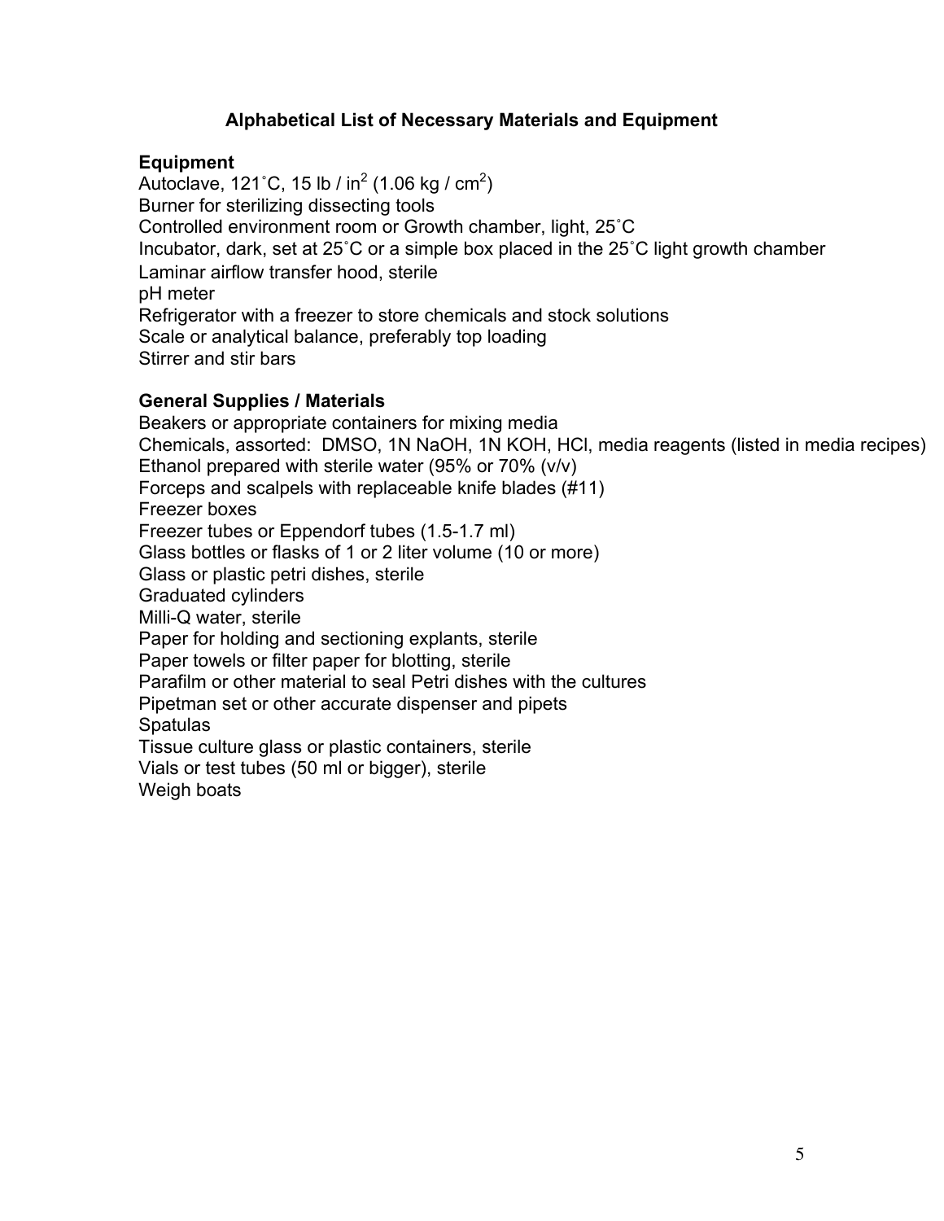## Alphabetical List of Necessary Materials and Equipment

### Equipment

Autoclave, 121˚C, 15 lb / in$^2$ (1.06 kg / cm$^2$)
Burner for sterilizing dissecting tools
Controlled environment room or Growth chamber, light, 25˚C
Incubator, dark, set at 25˚C or a simple box placed in the 25˚C light growth chamber
Laminar airflow transfer hood, sterile
pH meter
Refrigerator with a freezer to store chemicals and stock solutions
Scale or analytical balance, preferably top loading
Stirrer and stir bars

### General Supplies / Materials

Beakers or appropriate containers for mixing media
Chemicals, assorted: DMSO, 1N NaOH, 1N KOH, HCl, media reagents (listed in media recipes)
Ethanol prepared with sterile water (95% or 70% (v/v)
Forceps and scalpels with replaceable knife blades (#11)
Freezer boxes
Freezer tubes or Eppendorf tubes (1.5-1.7 ml)
Glass bottles or flasks of 1 or 2 liter volume (10 or more)
Glass or plastic petri dishes, sterile
Graduated cylinders
Milli-Q water, sterile
Paper for holding and sectioning explants, sterile
Paper towels or filter paper for blotting, sterile
Parafilm or other material to seal Petri dishes with the cultures
Pipetman set or other accurate dispenser and pipets
Spatulas
Tissue culture glass or plastic containers, sterile
Vials or test tubes (50 ml or bigger), sterile
Weigh boats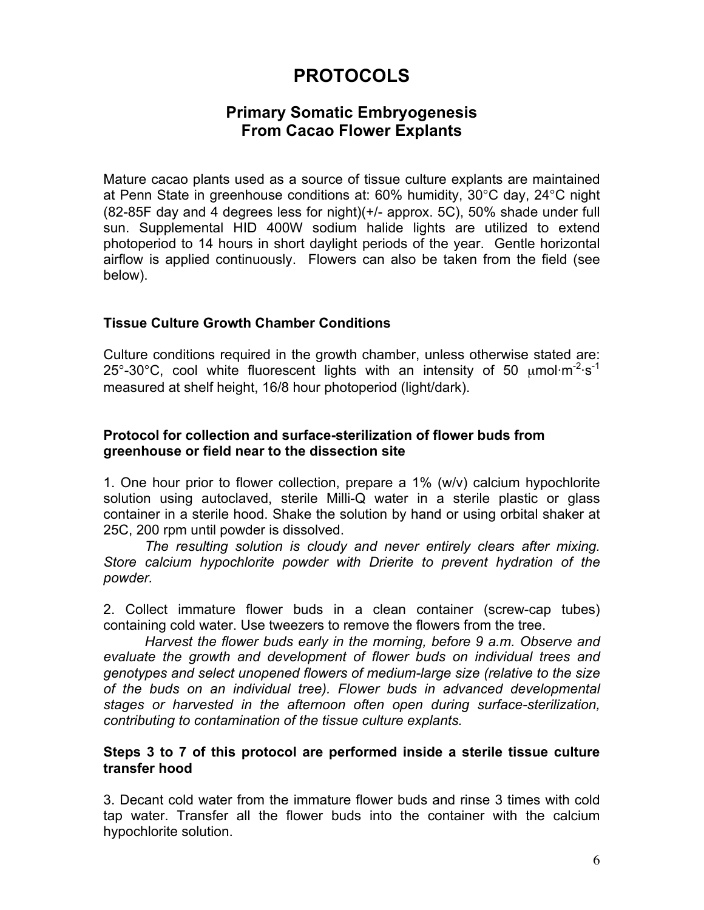# PROTOCOLS

## Primary Somatic Embryogenesis From Cacao Flower Explants

Mature cacao plants used as a source of tissue culture explants are maintained at Penn State in greenhouse conditions at: 60% humidity, 30°C day, 24°C night (82-85F day and 4 degrees less for night)(+/- approx. 5C), 50% shade under full sun. Supplemental HID 400W sodium halide lights are utilized to extend photoperiod to 14 hours in short daylight periods of the year. Gentle horizontal airflow is applied continuously. Flowers can also be taken from the field (see below).

### Tissue Culture Growth Chamber Conditions

Culture conditions required in the growth chamber, unless otherwise stated are: 25°-30°C, cool white fluorescent lights with an intensity of 50 $\mu mol \cdot m^{-2} \cdot s^{-1}$ measured at shelf height, 16/8 hour photoperiod (light/dark).

### Protocol for collection and surface-sterilization of flower buds from greenhouse or field near to the dissection site

1. One hour prior to flower collection, prepare a 1% (w/v) calcium hypochlorite solution using autoclaved, sterile Milli-Q water in a sterile plastic or glass container in a sterile hood. Shake the solution by hand or using orbital shaker at 25C, 200 rpm until powder is dissolved.

   *The resulting solution is cloudy and never entirely clears after mixing. Store calcium hypochlorite powder with Drierite to prevent hydration of the powder.*

2. Collect immature flower buds in a clean container (screw-cap tubes) containing cold water. Use tweezers to remove the flowers from the tree.

   *Harvest the flower buds early in the morning, before 9 a.m. Observe and evaluate the growth and development of flower buds on individual trees and genotypes and select unopened flowers of medium-large size (relative to the size of the buds on an individual tree). Flower buds in advanced developmental stages or harvested in the afternoon often open during surface-sterilization, contributing to contamination of the tissue culture explants.*

**Steps 3 to 7 of this protocol are performed inside a sterile tissue culture transfer hood**

3. Decant cold water from the immature flower buds and rinse 3 times with cold tap water. Transfer all the flower buds into the container with the calcium hypochlorite solution.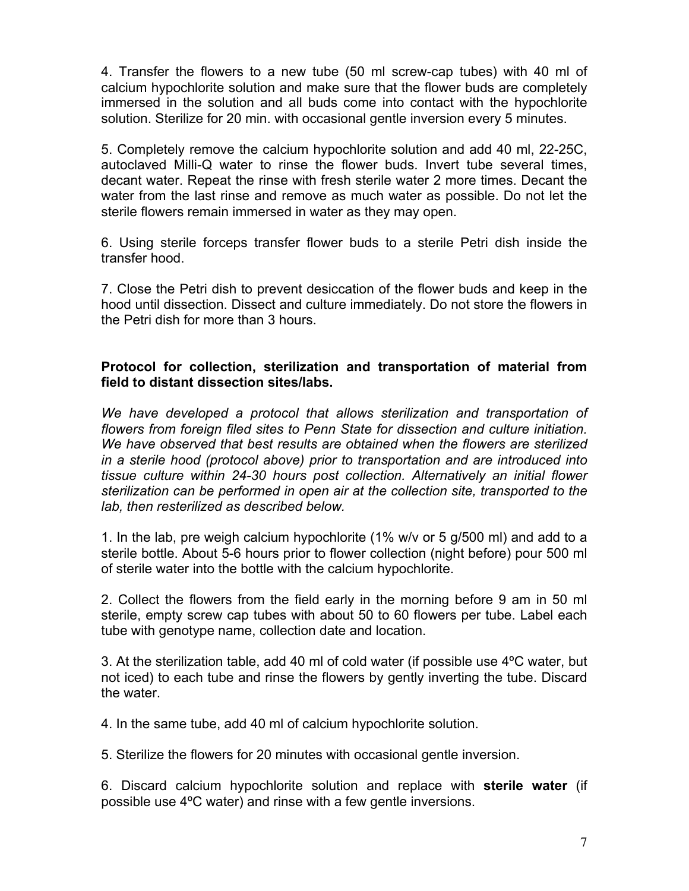4. Transfer the flowers to a new tube (50 ml screw-cap tubes) with 40 ml of calcium hypochlorite solution and make sure that the flower buds are completely immersed in the solution and all buds come into contact with the hypochlorite solution. Sterilize for 20 min. with occasional gentle inversion every 5 minutes.

5. Completely remove the calcium hypochlorite solution and add 40 ml, 22-25C, autoclaved Milli-Q water to rinse the flower buds. Invert tube several times, decant water. Repeat the rinse with fresh sterile water 2 more times. Decant the water from the last rinse and remove as much water as possible. Do not let the sterile flowers remain immersed in water as they may open.

6. Using sterile forceps transfer flower buds to a sterile Petri dish inside the transfer hood.

7. Close the Petri dish to prevent desiccation of the flower buds and keep in the hood until dissection. Dissect and culture immediately. Do not store the flowers in the Petri dish for more than 3 hours.

**Protocol for collection, sterilization and transportation of material from field to distant dissection sites/labs.**

*We have developed a protocol that allows sterilization and transportation of flowers from foreign filed sites to Penn State for dissection and culture initiation. We have observed that best results are obtained when the flowers are sterilized in a sterile hood (protocol above) prior to transportation and are introduced into tissue culture within 24-30 hours post collection. Alternatively an initial flower sterilization can be performed in open air at the collection site, transported to the lab, then resterilized as described below.*

1. In the lab, pre weigh calcium hypochlorite (1% w/v or 5 g/500 ml) and add to a sterile bottle. About 5-6 hours prior to flower collection (night before) pour 500 ml of sterile water into the bottle with the calcium hypochlorite.

2. Collect the flowers from the field early in the morning before 9 am in 50 ml sterile, empty screw cap tubes with about 50 to 60 flowers per tube. Label each tube with genotype name, collection date and location.

3. At the sterilization table, add 40 ml of cold water (if possible use 4ºC water, but not iced) to each tube and rinse the flowers by gently inverting the tube. Discard the water.

4. In the same tube, add 40 ml of calcium hypochlorite solution.

5. Sterilize the flowers for 20 minutes with occasional gentle inversion.

6. Discard calcium hypochlorite solution and replace with **sterile water** (if possible use 4ºC water) and rinse with a few gentle inversions.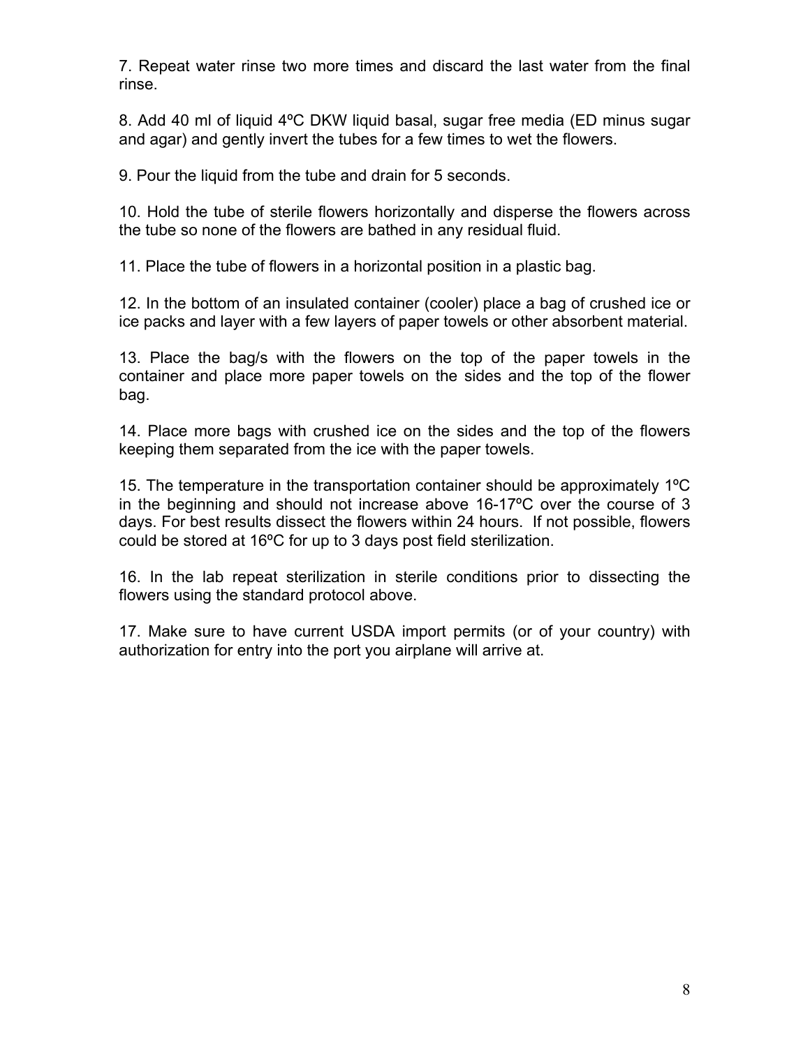7. Repeat water rinse two more times and discard the last water from the final rinse.

8. Add 40 ml of liquid 4ºC DKW liquid basal, sugar free media (ED minus sugar and agar) and gently invert the tubes for a few times to wet the flowers.

9. Pour the liquid from the tube and drain for 5 seconds.

10. Hold the tube of sterile flowers horizontally and disperse the flowers across the tube so none of the flowers are bathed in any residual fluid.

11. Place the tube of flowers in a horizontal position in a plastic bag.

12. In the bottom of an insulated container (cooler) place a bag of crushed ice or ice packs and layer with a few layers of paper towels or other absorbent material.

13. Place the bag/s with the flowers on the top of the paper towels in the container and place more paper towels on the sides and the top of the flower bag.

14. Place more bags with crushed ice on the sides and the top of the flowers keeping them separated from the ice with the paper towels.

15. The temperature in the transportation container should be approximately 1ºC in the beginning and should not increase above 16-17ºC over the course of 3 days. For best results dissect the flowers within 24 hours. If not possible, flowers could be stored at 16ºC for up to 3 days post field sterilization.

16. In the lab repeat sterilization in sterile conditions prior to dissecting the flowers using the standard protocol above.

17. Make sure to have current USDA import permits (or of your country) with authorization for entry into the port you airplane will arrive at.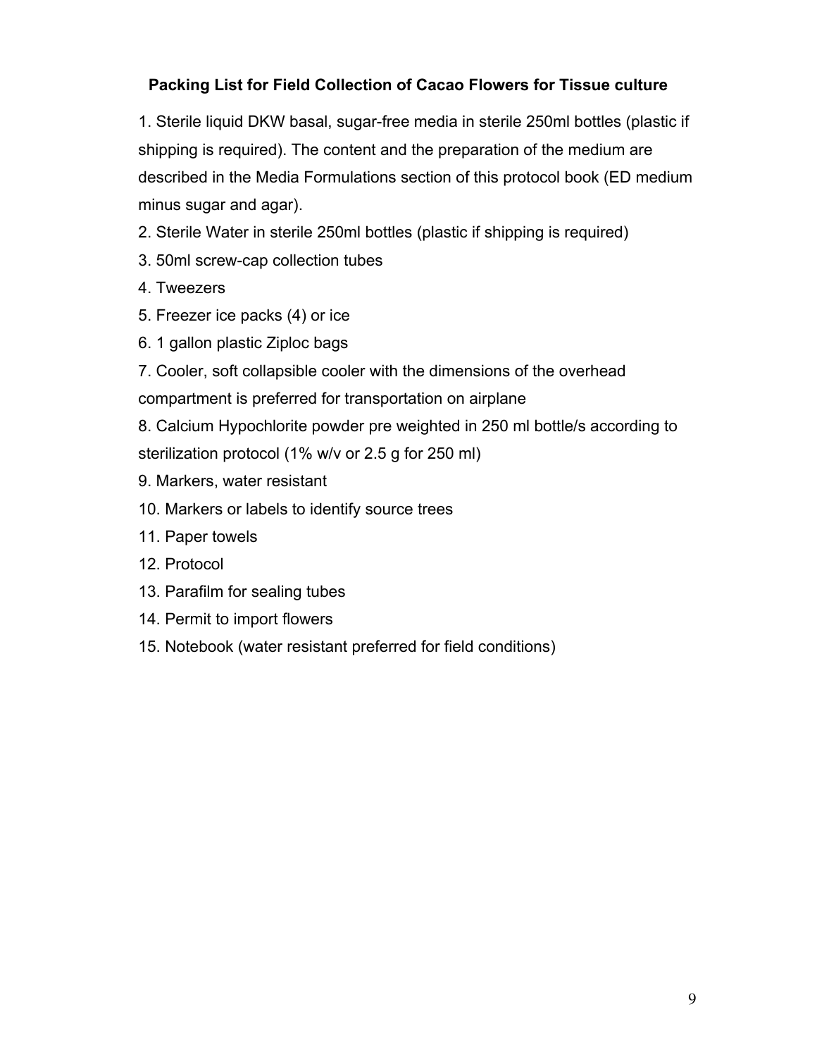## Packing List for Field Collection of Cacao Flowers for Tissue culture

1. Sterile liquid DKW basal, sugar-free media in sterile 250ml bottles (plastic if shipping is required). The content and the preparation of the medium are described in the Media Formulations section of this protocol book (ED medium minus sugar and agar).
2. Sterile Water in sterile 250ml bottles (plastic if shipping is required)
3. 50ml screw-cap collection tubes
4. Tweezers
5. Freezer ice packs (4) or ice
6. 1 gallon plastic Ziploc bags
7. Cooler, soft collapsible cooler with the dimensions of the overhead compartment is preferred for transportation on airplane
8. Calcium Hypochlorite powder pre weighted in 250 ml bottle/s according to sterilization protocol (1% w/v or 2.5 g for 250 ml)
9. Markers, water resistant
10. Markers or labels to identify source trees
11. Paper towels
12. Protocol
13. Parafilm for sealing tubes
14. Permit to import flowers
15. Notebook (water resistant preferred for field conditions)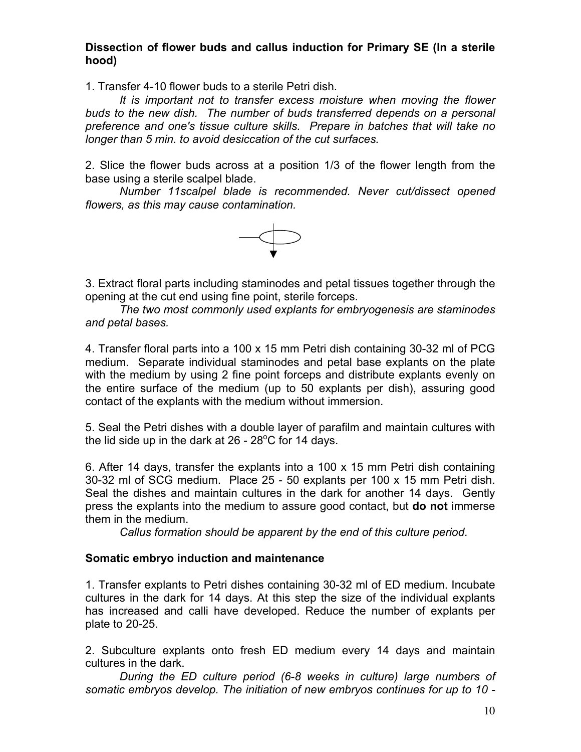**Dissection of flower buds and callus induction for Primary SE (In a sterile hood)**

1. Transfer 4-10 flower buds to a sterile Petri dish.

*It is important not to transfer excess moisture when moving the flower buds to the new dish. The number of buds transferred depends on a personal preference and one's tissue culture skills. Prepare in batches that will take no longer than 5 min. to avoid desiccation of the cut surfaces.*

2. Slice the flower buds across at a position 1/3 of the flower length from the base using a sterile scalpel blade.

*Number 11scalpel blade is recommended. Never cut/dissect opened flowers, as this may cause contamination.*

3. Extract floral parts including staminodes and petal tissues together through the opening at the cut end using fine point, sterile forceps.

*The two most commonly used explants for embryogenesis are staminodes and petal bases.*

4. Transfer floral parts into a 100 x 15 mm Petri dish containing 30-32 ml of PCG medium. Separate individual staminodes and petal base explants on the plate with the medium by using 2 fine point forceps and distribute explants evenly on the entire surface of the medium (up to 50 explants per dish), assuring good contact of the explants with the medium without immersion.

5. Seal the Petri dishes with a double layer of parafilm and maintain cultures with the lid side up in the dark at 26 - 28°C for 14 days.

6. After 14 days, transfer the explants into a 100 x 15 mm Petri dish containing 30-32 ml of SCG medium. Place 25 - 50 explants per 100 x 15 mm Petri dish. Seal the dishes and maintain cultures in the dark for another 14 days. Gently press the explants into the medium to assure good contact, but **do not** immerse them in the medium.

*Callus formation should be apparent by the end of this culture period*.

**Somatic embryo induction and maintenance**

1. Transfer explants to Petri dishes containing 30-32 ml of ED medium. Incubate cultures in the dark for 14 days. At this step the size of the individual explants has increased and calli have developed. Reduce the number of explants per plate to 20-25.

2. Subculture explants onto fresh ED medium every 14 days and maintain cultures in the dark.

*During the ED culture period (6-8 weeks in culture) large numbers of somatic embryos develop. The initiation of new embryos continues for up to 10 -*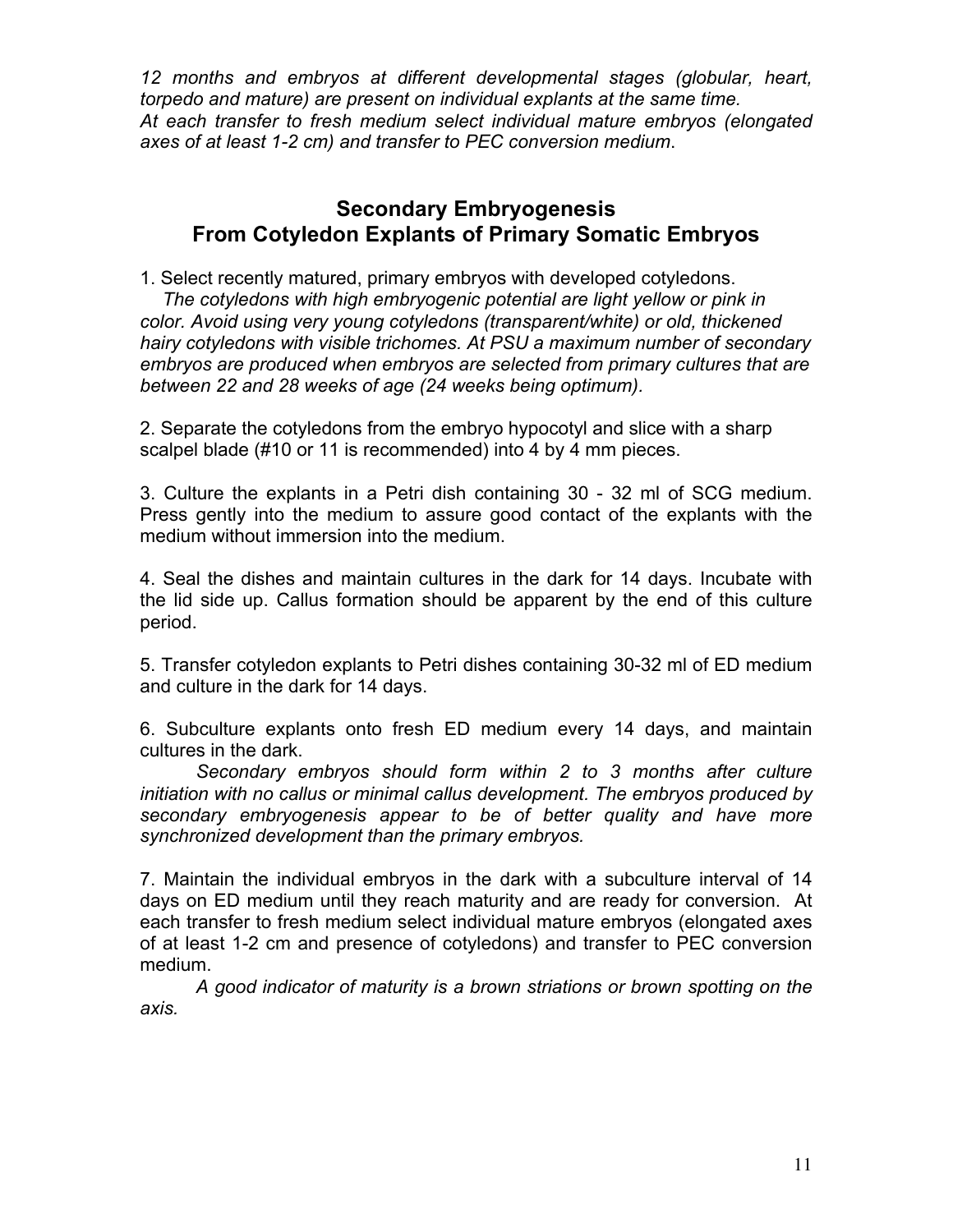*12 months and embryos at different developmental stages (globular, heart, torpedo and mature) are present on individual explants at the same time.*
*At each transfer to fresh medium select individual mature embryos (elongated axes of at least 1-2 cm) and transfer to PEC conversion medium*.

## Secondary Embryogenesis From Cotyledon Explants of Primary Somatic Embryos

1. Select recently matured, primary embryos with developed cotyledons.
*The cotyledons with high embryogenic potential are light yellow or pink in color. Avoid using very young cotyledons (transparent/white) or old, thickened hairy cotyledons with visible trichomes. At PSU a maximum number of secondary embryos are produced when embryos are selected from primary cultures that are between 22 and 28 weeks of age (24 weeks being optimum).*

2. Separate the cotyledons from the embryo hypocotyl and slice with a sharp scalpel blade (#10 or 11 is recommended) into 4 by 4 mm pieces.

3. Culture the explants in a Petri dish containing 30 - 32 ml of SCG medium. Press gently into the medium to assure good contact of the explants with the medium without immersion into the medium.

4. Seal the dishes and maintain cultures in the dark for 14 days. Incubate with the lid side up. Callus formation should be apparent by the end of this culture period.

5. Transfer cotyledon explants to Petri dishes containing 30-32 ml of ED medium and culture in the dark for 14 days.

6. Subculture explants onto fresh ED medium every 14 days, and maintain cultures in the dark.
*Secondary embryos should form within 2 to 3 months after culture initiation with no callus or minimal callus development. The embryos produced by secondary embryogenesis appear to be of better quality and have more synchronized development than the primary embryos.*

7. Maintain the individual embryos in the dark with a subculture interval of 14 days on ED medium until they reach maturity and are ready for conversion. At each transfer to fresh medium select individual mature embryos (elongated axes of at least 1-2 cm and presence of cotyledons) and transfer to PEC conversion medium.
*A good indicator of maturity is a brown striations or brown spotting on the axis.*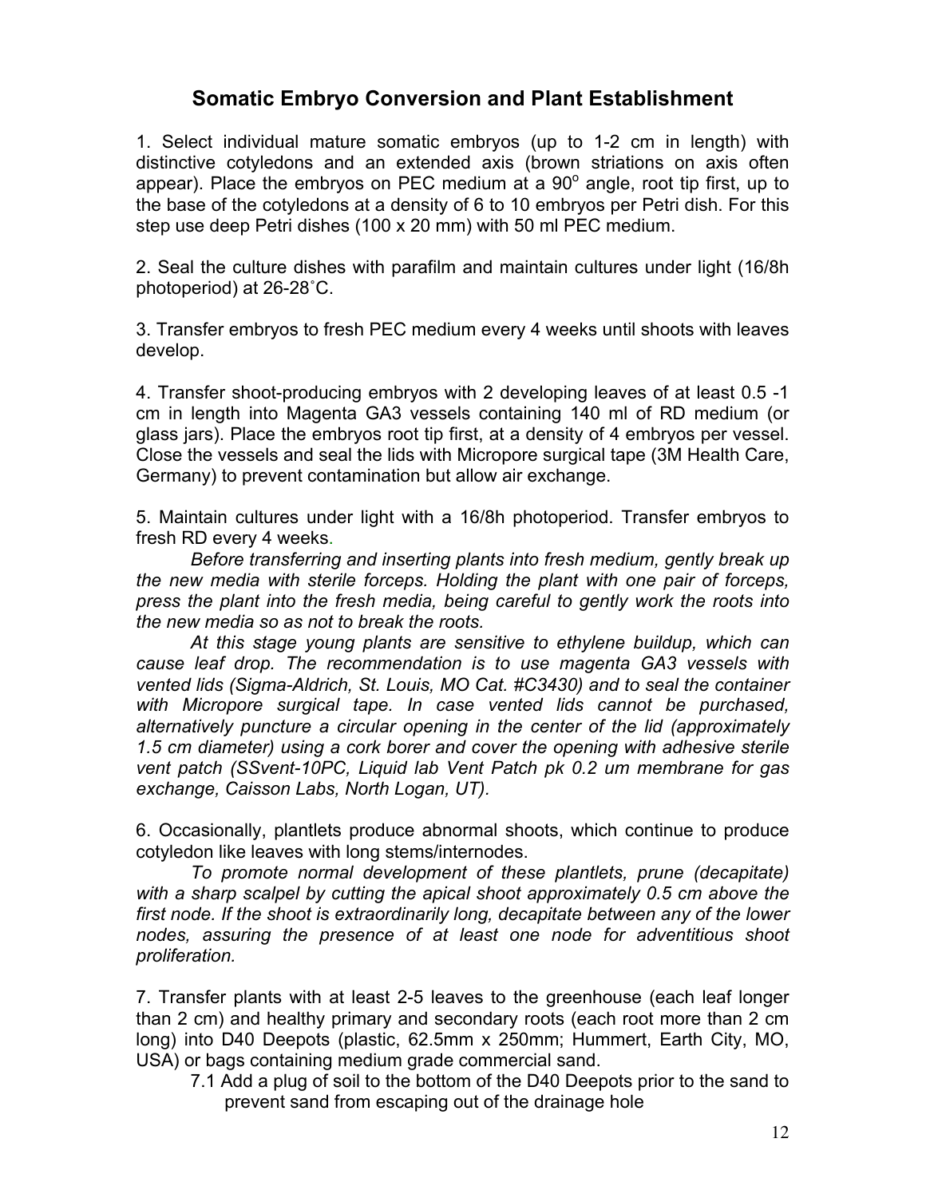## Somatic Embryo Conversion and Plant Establishment

1. Select individual mature somatic embryos (up to 1-2 cm in length) with distinctive cotyledons and an extended axis (brown striations on axis often appear). Place the embryos on PEC medium at a $90^{o}$ angle, root tip first, up to the base of the cotyledons at a density of 6 to 10 embryos per Petri dish. For this step use deep Petri dishes (100 x 20 mm) with 50 ml PEC medium.

2. Seal the culture dishes with parafilm and maintain cultures under light (16/8h photoperiod) at 26-28˚C.

3. Transfer embryos to fresh PEC medium every 4 weeks until shoots with leaves develop.

4. Transfer shoot-producing embryos with 2 developing leaves of at least 0.5 -1 cm in length into Magenta GA3 vessels containing 140 ml of RD medium (or glass jars). Place the embryos root tip first, at a density of 4 embryos per vessel. Close the vessels and seal the lids with Micropore surgical tape (3M Health Care, Germany) to prevent contamination but allow air exchange.

5. Maintain cultures under light with a 16/8h photoperiod. Transfer embryos to fresh RD every 4 weeks.

*Before transferring and inserting plants into fresh medium, gently break up the new media with sterile forceps. Holding the plant with one pair of forceps, press the plant into the fresh media, being careful to gently work the roots into the new media so as not to break the roots.*

*At this stage young plants are sensitive to ethylene buildup, which can cause leaf drop. The recommendation is to use magenta GA3 vessels with vented lids (Sigma-Aldrich, St. Louis, MO Cat. #C3430) and to seal the container with Micropore surgical tape. In case vented lids cannot be purchased, alternatively puncture a circular opening in the center of the lid (approximately 1.5 cm diameter) using a cork borer and cover the opening with adhesive sterile vent patch (SSvent-10PC, Liquid lab Vent Patch pk 0.2 um membrane for gas exchange, Caisson Labs, North Logan, UT).*

6. Occasionally, plantlets produce abnormal shoots, which continue to produce cotyledon like leaves with long stems/internodes.

*To promote normal development of these plantlets, prune (decapitate) with a sharp scalpel by cutting the apical shoot approximately 0.5 cm above the first node. If the shoot is extraordinarily long, decapitate between any of the lower nodes, assuring the presence of at least one node for adventitious shoot proliferation.*

7. Transfer plants with at least 2-5 leaves to the greenhouse (each leaf longer than 2 cm) and healthy primary and secondary roots (each root more than 2 cm long) into D40 Deepots (plastic, 62.5mm x 250mm; Hummert, Earth City, MO, USA) or bags containing medium grade commercial sand.

   7.1 Add a plug of soil to the bottom of the D40 Deepots prior to the sand to prevent sand from escaping out of the drainage hole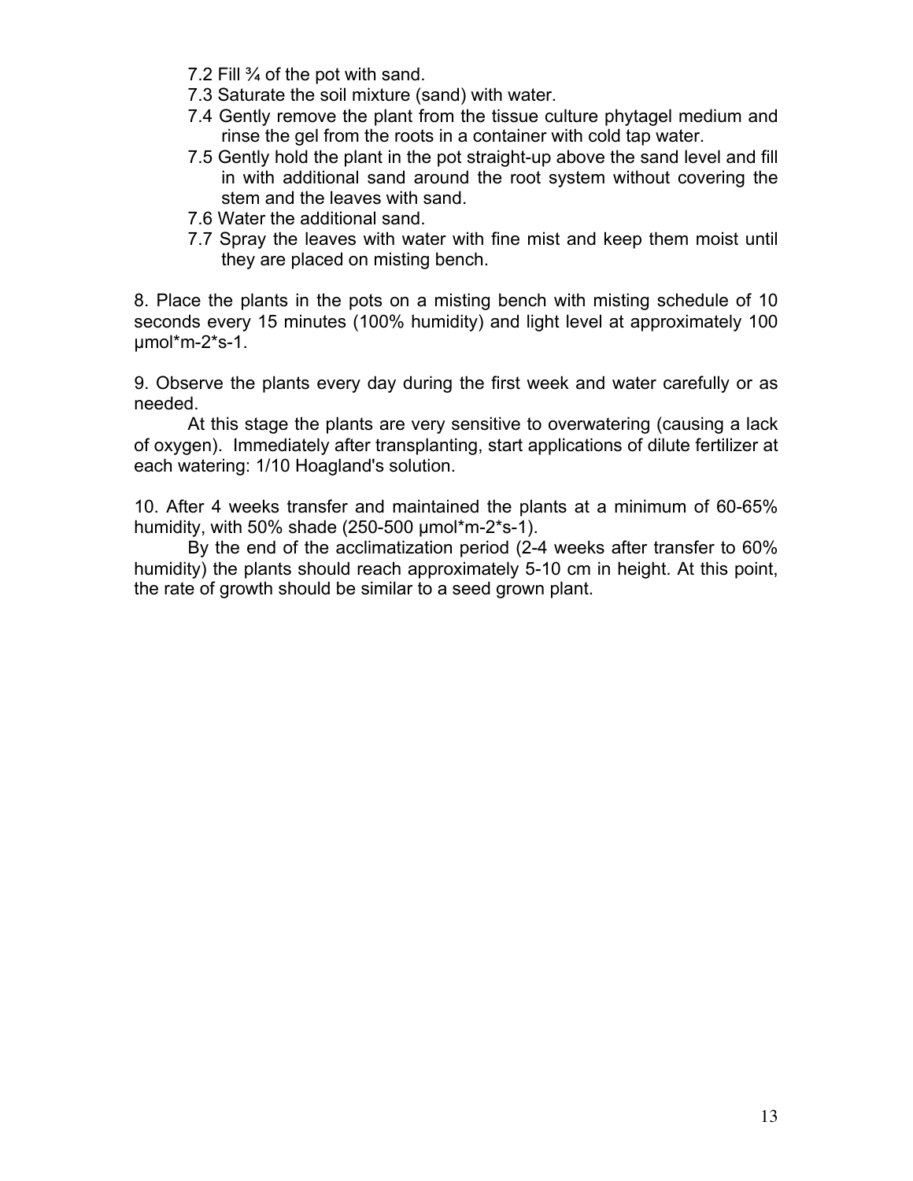7.2 Fill ¾ of the pot with sand.

7.3 Saturate the soil mixture (sand) with water.

7.4 Gently remove the plant from the tissue culture phytagel medium and rinse the gel from the roots in a container with cold tap water.

7.5 Gently hold the plant in the pot straight-up above the sand level and fill in with additional sand around the root system without covering the stem and the leaves with sand.

7.6 Water the additional sand.

7.7 Spray the leaves with water with fine mist and keep them moist until they are placed on misting bench.

8. Place the plants in the pots on a misting bench with misting schedule of 10 seconds every 15 minutes (100% humidity) and light level at approximately 100 µmol*m-2*s-1.

9. Observe the plants every day during the first week and water carefully or as needed.

At this stage the plants are very sensitive to overwatering (causing a lack of oxygen). Immediately after transplanting, start applications of dilute fertilizer at each watering: 1/10 Hoagland's solution.

10. After 4 weeks transfer and maintained the plants at a minimum of 60-65% humidity, with 50% shade (250-500 µmol*m-2*s-1).

By the end of the acclimatization period (2-4 weeks after transfer to 60% humidity) the plants should reach approximately 5-10 cm in height. At this point, the rate of growth should be similar to a seed grown plant.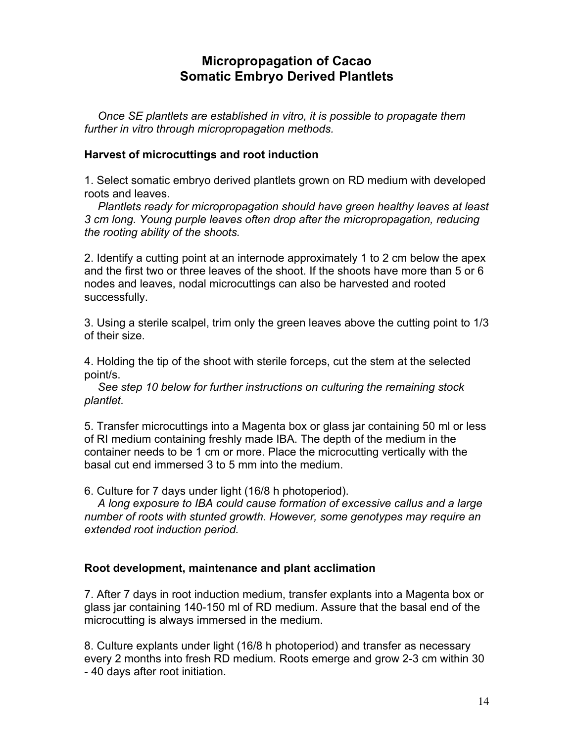# Micropropagation of Cacao
# Somatic Embryo Derived Plantlets

*Once SE plantlets are established in vitro, it is possible to propagate them further in vitro through micropropagation methods.*

### Harvest of microcuttings and root induction

1. Select somatic embryo derived plantlets grown on RD medium with developed roots and leaves.

   *Plantlets ready for micropropagation should have green healthy leaves at least 3 cm long. Young purple leaves often drop after the micropropagation, reducing the rooting ability of the shoots.*

2. Identify a cutting point at an internode approximately 1 to 2 cm below the apex and the first two or three leaves of the shoot. If the shoots have more than 5 or 6 nodes and leaves, nodal microcuttings can also be harvested and rooted successfully.

3. Using a sterile scalpel, trim only the green leaves above the cutting point to 1/3 of their size.

4. Holding the tip of the shoot with sterile forceps, cut the stem at the selected point/s.

   *See step 10 below for further instructions on culturing the remaining stock plantlet.*

5. Transfer microcuttings into a Magenta box or glass jar containing 50 ml or less of RI medium containing freshly made IBA. The depth of the medium in the container needs to be 1 cm or more. Place the microcutting vertically with the basal cut end immersed 3 to 5 mm into the medium.

6. Culture for 7 days under light (16/8 h photoperiod).

   *A long exposure to IBA could cause formation of excessive callus and a large number of roots with stunted growth. However, some genotypes may require an extended root induction period.*

### Root development, maintenance and plant acclimation

7. After 7 days in root induction medium, transfer explants into a Magenta box or glass jar containing 140-150 ml of RD medium. Assure that the basal end of the microcutting is always immersed in the medium.

8. Culture explants under light (16/8 h photoperiod) and transfer as necessary every 2 months into fresh RD medium. Roots emerge and grow 2-3 cm within 30 - 40 days after root initiation.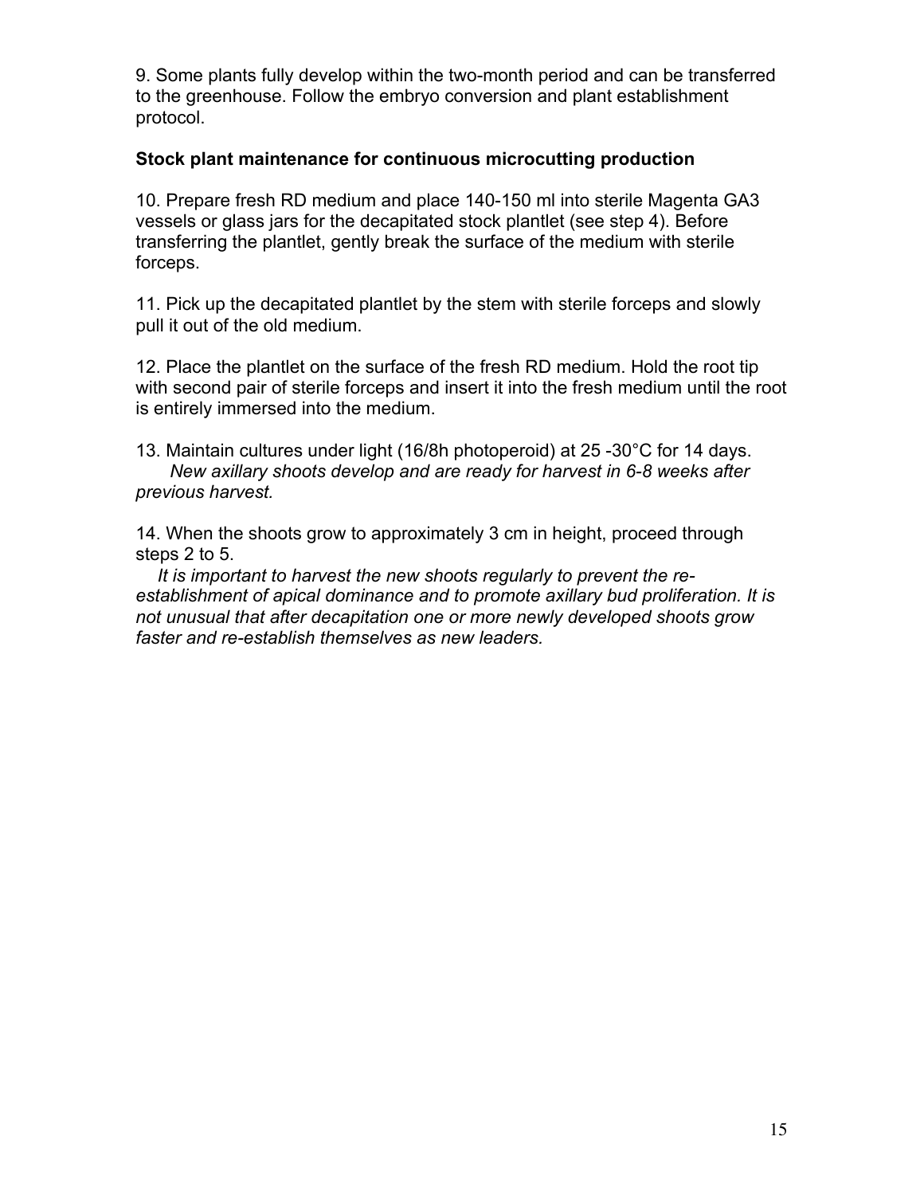9. Some plants fully develop within the two-month period and can be transferred to the greenhouse. Follow the embryo conversion and plant establishment protocol.

**Stock plant maintenance for continuous microcutting production**

10. Prepare fresh RD medium and place 140-150 ml into sterile Magenta GA3 vessels or glass jars for the decapitated stock plantlet (see step 4). Before transferring the plantlet, gently break the surface of the medium with sterile forceps.

11. Pick up the decapitated plantlet by the stem with sterile forceps and slowly pull it out of the old medium.

12. Place the plantlet on the surface of the fresh RD medium. Hold the root tip with second pair of sterile forceps and insert it into the fresh medium until the root is entirely immersed into the medium.

13. Maintain cultures under light (16/8h photoperoid) at 25 -30°C for 14 days.
*New axillary shoots develop and are ready for harvest in 6-8 weeks after previous harvest.*

14. When the shoots grow to approximately 3 cm in height, proceed through steps 2 to 5.
*It is important to harvest the new shoots regularly to prevent the re-establishment of apical dominance and to promote axillary bud proliferation. It is not unusual that after decapitation one or more newly developed shoots grow faster and re-establish themselves as new leaders.*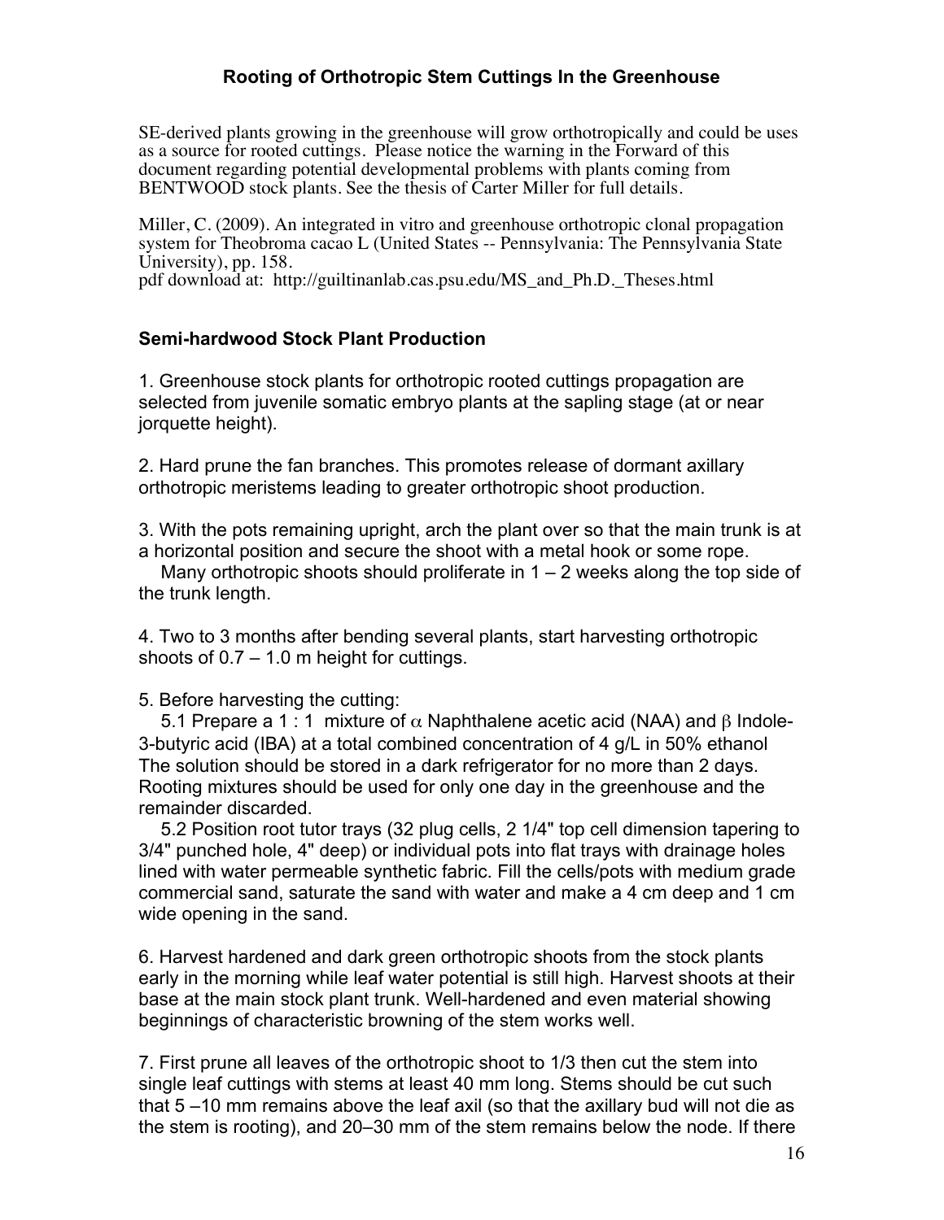### Rooting of Orthotropic Stem Cuttings In the Greenhouse

SE-derived plants growing in the greenhouse will grow orthotropically and could be uses as a source for rooted cuttings. Please notice the warning in the Forward of this document regarding potential developmental problems with plants coming from BENTWOOD stock plants. See the thesis of Carter Miller for full details.

Miller, C. (2009). An integrated in vitro and greenhouse orthotropic clonal propagation system for Theobroma cacao L (United States -- Pennsylvania: The Pennsylvania State University), pp. 158.
pdf download at: http://guiltinanlab.cas.psu.edu/MS_and_Ph.D._Theses.html

### Semi-hardwood Stock Plant Production

1. Greenhouse stock plants for orthotropic rooted cuttings propagation are selected from juvenile somatic embryo plants at the sapling stage (at or near jorquette height).

2. Hard prune the fan branches. This promotes release of dormant axillary orthotropic meristems leading to greater orthotropic shoot production.

3. With the pots remaining upright, arch the plant over so that the main trunk is at a horizontal position and secure the shoot with a metal hook or some rope.
   Many orthotropic shoots should proliferate in 1 – 2 weeks along the top side of the trunk length.

4. Two to 3 months after bending several plants, start harvesting orthotropic shoots of 0.7 – 1.0 m height for cuttings.

5. Before harvesting the cutting:
   5.1 Prepare a 1 : 1 mixture of $\alpha$ Naphthalene acetic acid (NAA) and $\beta$ Indole-3-butyric acid (IBA) at a total combined concentration of 4 g/L in 50% ethanol The solution should be stored in a dark refrigerator for no more than 2 days. Rooting mixtures should be used for only one day in the greenhouse and the remainder discarded.
   5.2 Position root tutor trays (32 plug cells, 2 1/4" top cell dimension tapering to 3/4" punched hole, 4" deep) or individual pots into flat trays with drainage holes lined with water permeable synthetic fabric. Fill the cells/pots with medium grade commercial sand, saturate the sand with water and make a 4 cm deep and 1 cm wide opening in the sand.

6. Harvest hardened and dark green orthotropic shoots from the stock plants early in the morning while leaf water potential is still high. Harvest shoots at their base at the main stock plant trunk. Well-hardened and even material showing beginnings of characteristic browning of the stem works well.

7. First prune all leaves of the orthotropic shoot to 1/3 then cut the stem into single leaf cuttings with stems at least 40 mm long. Stems should be cut such that 5 –10 mm remains above the leaf axil (so that the axillary bud will not die as the stem is rooting), and 20–30 mm of the stem remains below the node. If there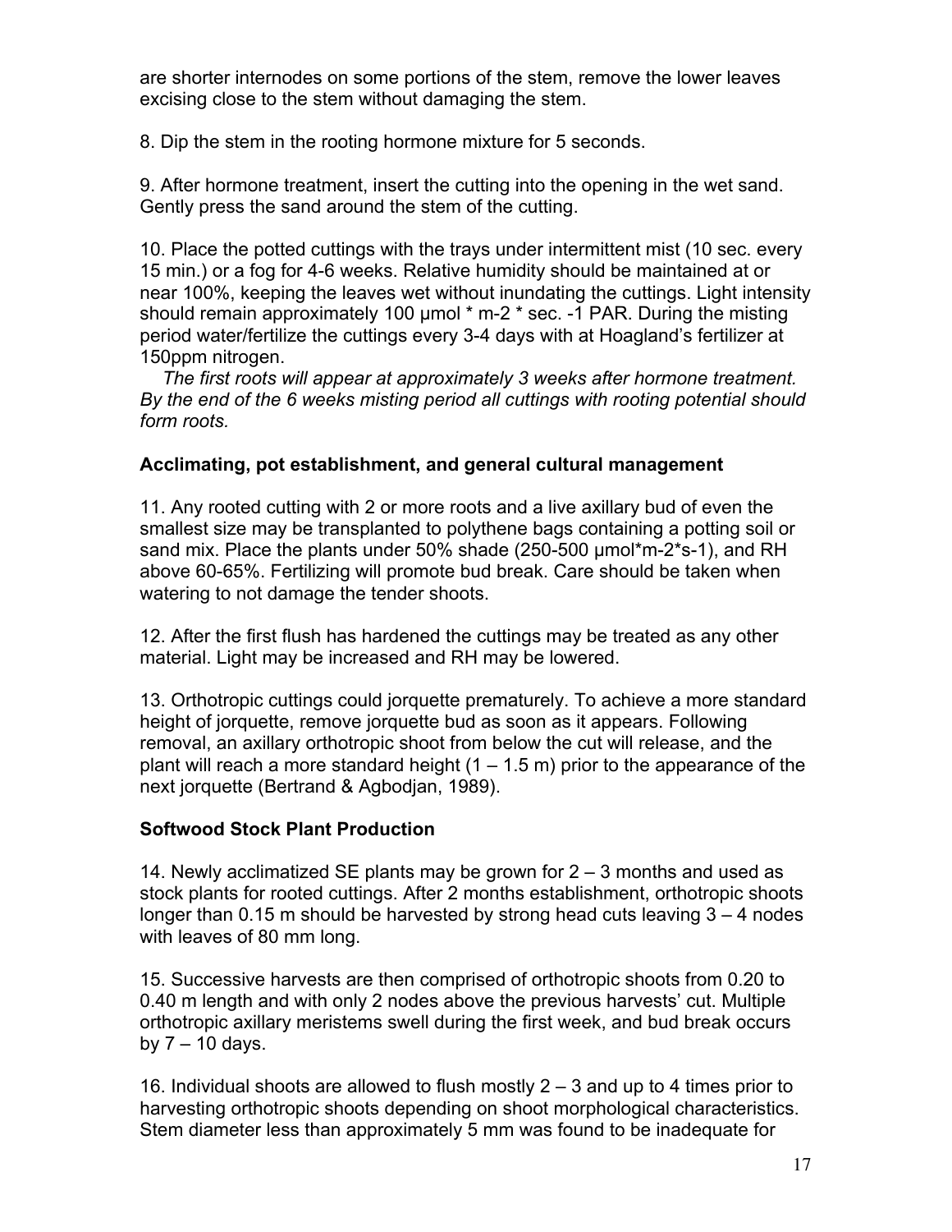are shorter internodes on some portions of the stem, remove the lower leaves excising close to the stem without damaging the stem.

8. Dip the stem in the rooting hormone mixture for 5 seconds.

9. After hormone treatment, insert the cutting into the opening in the wet sand. Gently press the sand around the stem of the cutting.

10. Place the potted cuttings with the trays under intermittent mist (10 sec. every 15 min.) or a fog for 4-6 weeks. Relative humidity should be maintained at or near 100%, keeping the leaves wet without inundating the cuttings. Light intensity should remain approximately 100 µmol * m-2 * sec. -1 PAR. During the misting period water/fertilize the cuttings every 3-4 days with at Hoagland's fertilizer at 150ppm nitrogen.

*The first roots will appear at approximately 3 weeks after hormone treatment. By the end of the 6 weeks misting period all cuttings with rooting potential should form roots.*

### Acclimating, pot establishment, and general cultural management

11. Any rooted cutting with 2 or more roots and a live axillary bud of even the smallest size may be transplanted to polythene bags containing a potting soil or sand mix. Place the plants under 50% shade (250-500 µmol*m-2*s-1), and RH above 60-65%. Fertilizing will promote bud break. Care should be taken when watering to not damage the tender shoots.

12. After the first flush has hardened the cuttings may be treated as any other material. Light may be increased and RH may be lowered.

13. Orthotropic cuttings could jorquette prematurely. To achieve a more standard height of jorquette, remove jorquette bud as soon as it appears. Following removal, an axillary orthotropic shoot from below the cut will release, and the plant will reach a more standard height (1 – 1.5 m) prior to the appearance of the next jorquette (Bertrand & Agbodjan, 1989).

### Softwood Stock Plant Production

14. Newly acclimatized SE plants may be grown for 2 – 3 months and used as stock plants for rooted cuttings. After 2 months establishment, orthotropic shoots longer than 0.15 m should be harvested by strong head cuts leaving 3 – 4 nodes with leaves of 80 mm long.

15. Successive harvests are then comprised of orthotropic shoots from 0.20 to 0.40 m length and with only 2 nodes above the previous harvests' cut. Multiple orthotropic axillary meristems swell during the first week, and bud break occurs by 7 – 10 days.

16. Individual shoots are allowed to flush mostly 2 – 3 and up to 4 times prior to harvesting orthotropic shoots depending on shoot morphological characteristics. Stem diameter less than approximately 5 mm was found to be inadequate for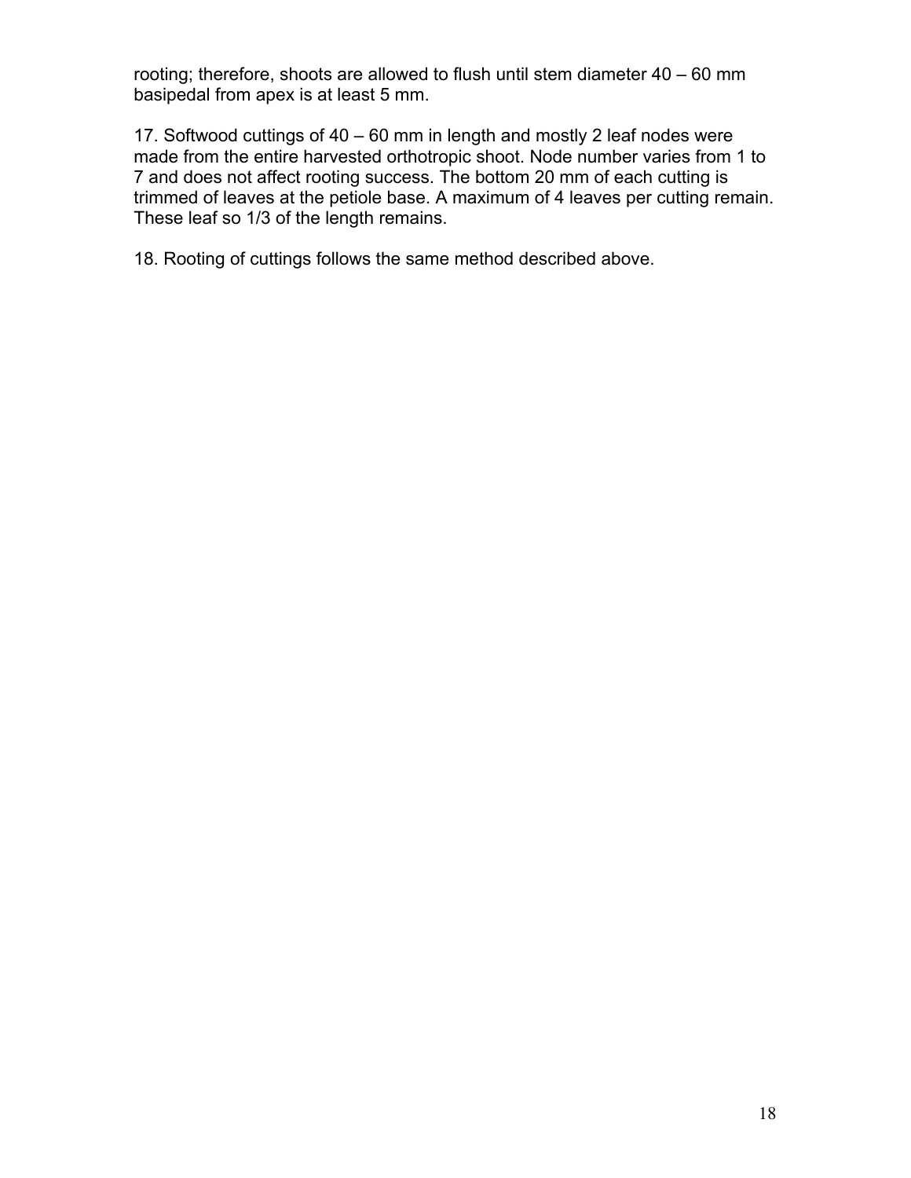rooting; therefore, shoots are allowed to flush until stem diameter 40 – 60 mm basipedal from apex is at least 5 mm.

17. Softwood cuttings of 40 – 60 mm in length and mostly 2 leaf nodes were made from the entire harvested orthotropic shoot. Node number varies from 1 to 7 and does not affect rooting success. The bottom 20 mm of each cutting is trimmed of leaves at the petiole base. A maximum of 4 leaves per cutting remain. These leaf so 1/3 of the length remains.

18. Rooting of cuttings follows the same method described above.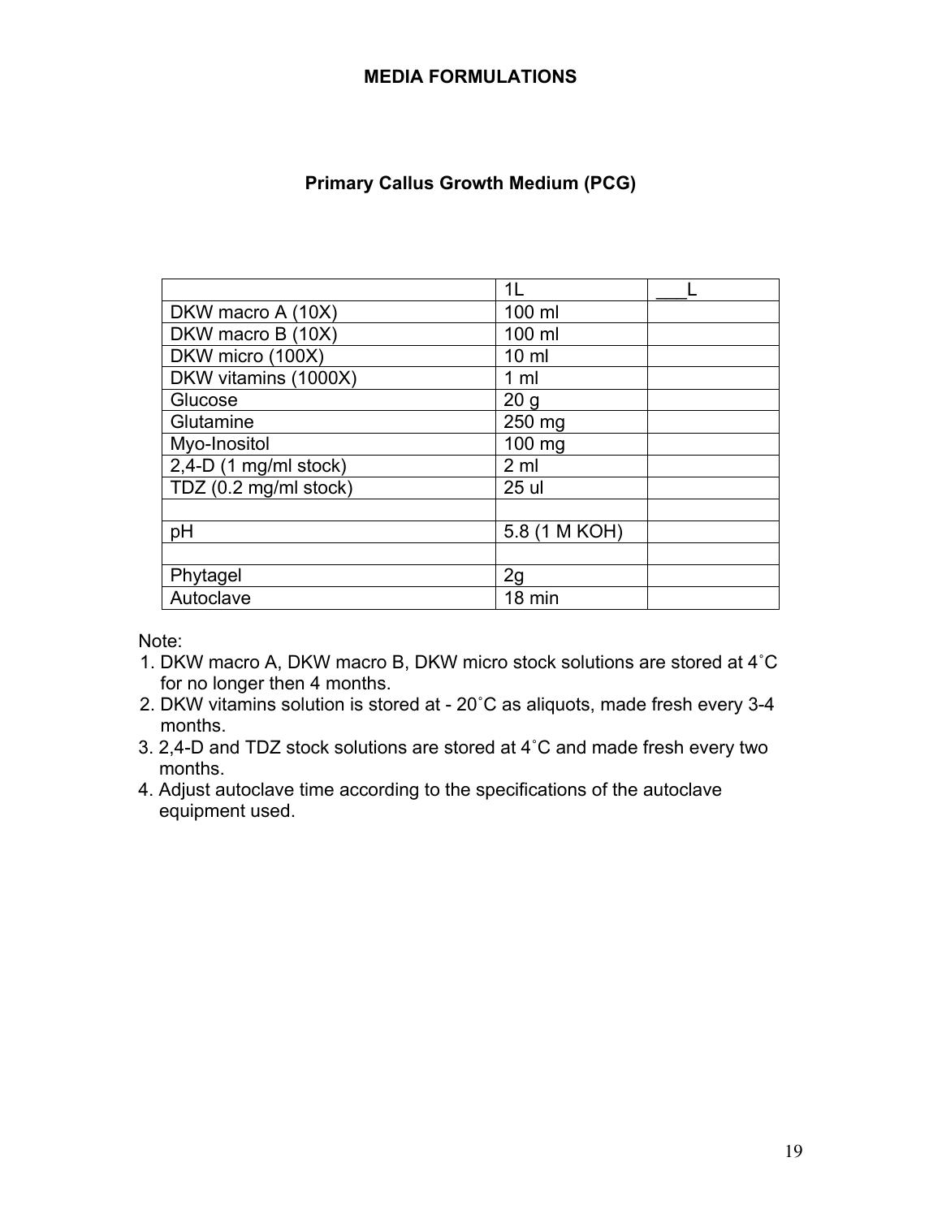# MEDIA FORMULATIONS

## Primary Callus Growth Medium (PCG)

| | 1L | ___L |
|---|---|---|
| DKW macro A (10X) | 100 ml | |
| DKW macro B (10X) | 100 ml | |
| DKW micro (100X) | 10 ml | |
| DKW vitamins (1000X) | 1 ml | |
| Glucose | 20 g | |
| Glutamine | 250 mg | |
| Myo-Inositol | 100 mg | |
| 2,4-D (1 mg/ml stock) | 2 ml | |
| TDZ (0.2 mg/ml stock) | 25 ul | |
| | | |
| pH | 5.8 (1 M KOH) | |
| | | |
| Phytagel | 2g | |
| Autoclave | 18 min | |

Note:

1. DKW macro A, DKW macro B, DKW micro stock solutions are stored at 4˚C for no longer then 4 months.
2. DKW vitamins solution is stored at - 20˚C as aliquots, made fresh every 3-4 months.
3. 2,4-D and TDZ stock solutions are stored at 4˚C and made fresh every two months.
4. Adjust autoclave time according to the specifications of the autoclave equipment used.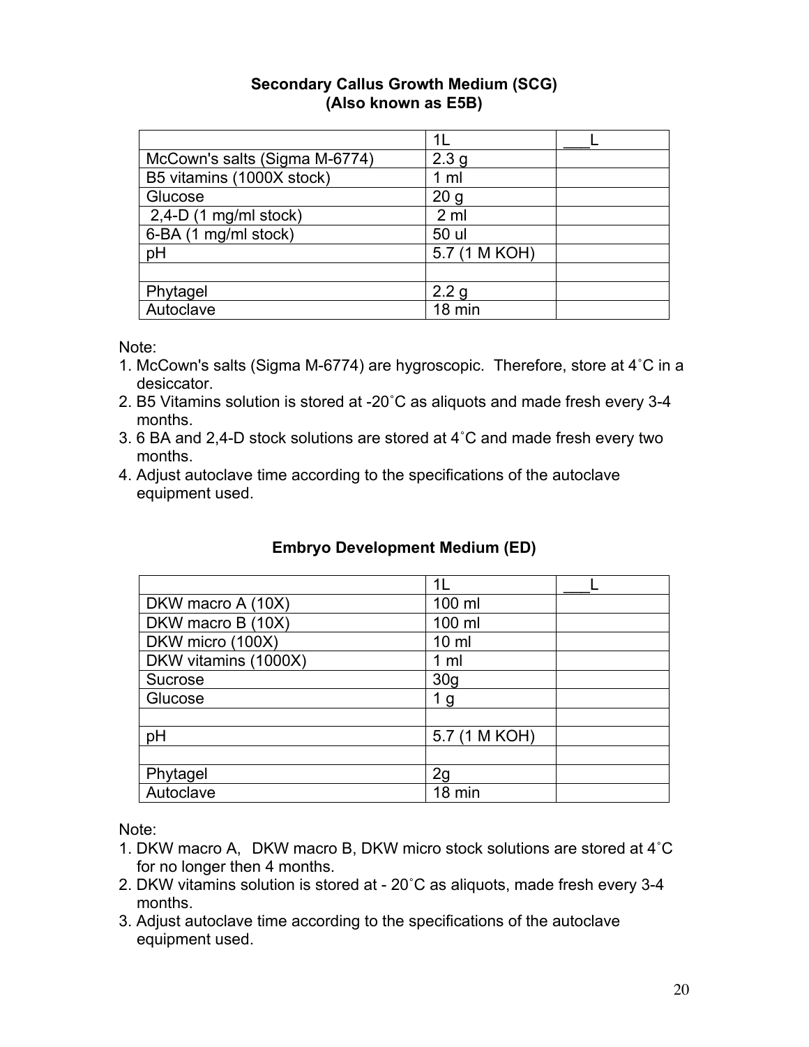## Secondary Callus Growth Medium (SCG)
## (Also known as E5B)

| | 1L | ___L |
|---|---|---|
| McCown's salts (Sigma M-6774) | 2.3 g | |
| B5 vitamins (1000X stock) | 1 ml | |
| Glucose | 20 g | |
| 2,4-D (1 mg/ml stock) | 2 ml | |
| 6-BA (1 mg/ml stock) | 50 ul | |
| pH | 5.7 (1 M KOH) | |
| | | |
| Phytagel | 2.2 g | |
| Autoclave | 18 min | |

Note:

1. McCown's salts (Sigma M-6774) are hygroscopic. Therefore, store at 4˚C in a desiccator.
2. B5 Vitamins solution is stored at -20˚C as aliquots and made fresh every 3-4 months.
3. 6 BA and 2,4-D stock solutions are stored at 4˚C and made fresh every two months.
4. Adjust autoclave time according to the specifications of the autoclave equipment used.

## Embryo Development Medium (ED)

| | 1L | ___L |
|---|---|---|
| DKW macro A (10X) | 100 ml | |
| DKW macro B (10X) | 100 ml | |
| DKW micro (100X) | 10 ml | |
| DKW vitamins (1000X) | 1 ml | |
| Sucrose | 30g | |
| Glucose | 1 g | |
| | | |
| pH | 5.7 (1 M KOH) | |
| | | |
| Phytagel | 2g | |
| Autoclave | 18 min | |

Note:

1. DKW macro A, DKW macro B, DKW micro stock solutions are stored at 4˚C for no longer then 4 months.
2. DKW vitamins solution is stored at - 20˚C as aliquots, made fresh every 3-4 months.
3. Adjust autoclave time according to the specifications of the autoclave equipment used.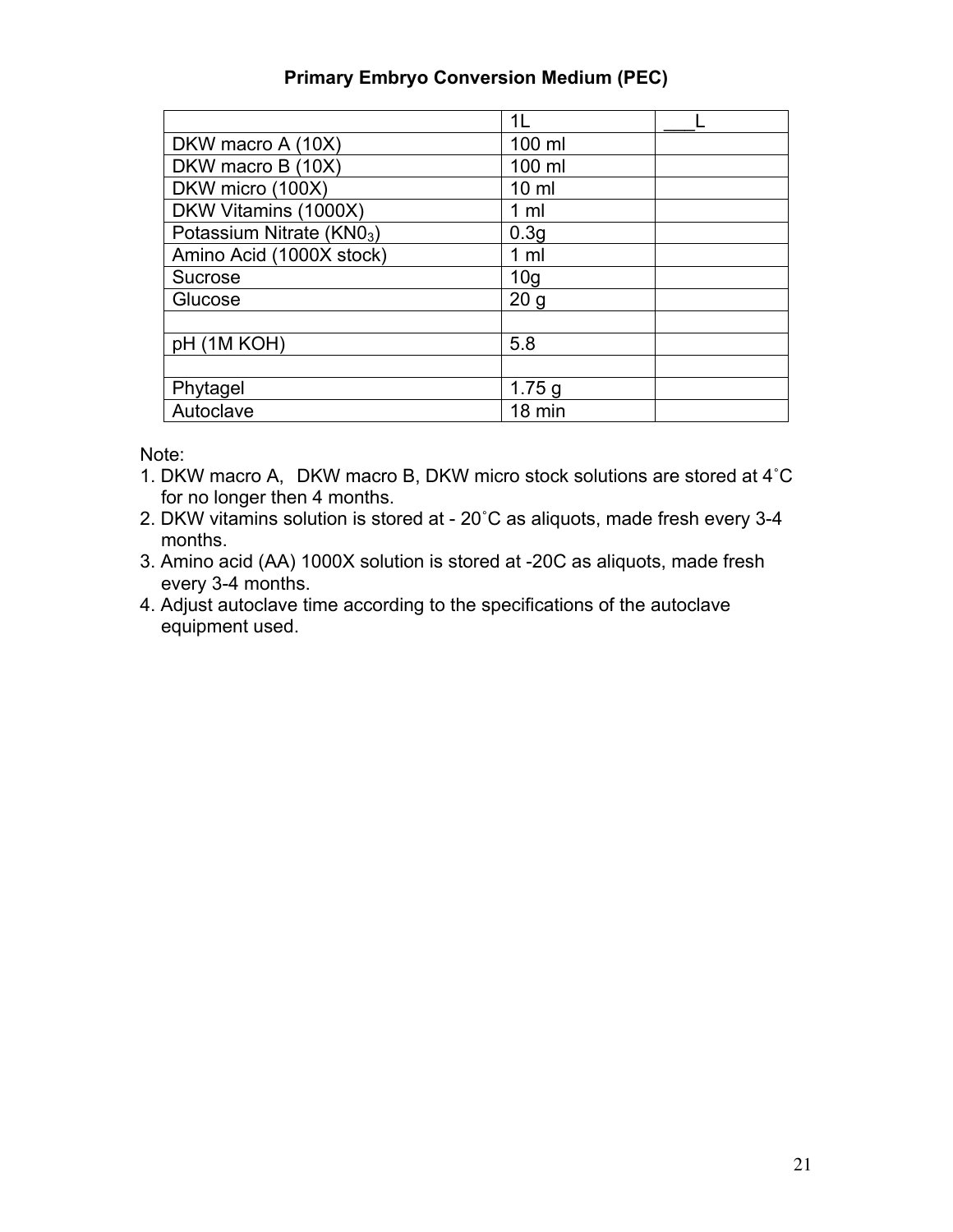**Primary Embryo Conversion Medium (PEC)**

| | 1L | ___L |
|---|---|---|
| DKW macro A (10X) | 100 ml | |
| DKW macro B (10X) | 100 ml | |
| DKW micro (100X) | 10 ml | |
| DKW Vitamins (1000X) | 1 ml | |
| Potassium Nitrate ($KN0_3$) | 0.3g | |
| Amino Acid (1000X stock) | 1 ml | |
| Sucrose | 10g | |
| Glucose | 20 g | |
| | | |
| pH (1M KOH) | 5.8 | |
| | | |
| Phytagel | 1.75 g | |
| Autoclave | 18 min | |

Note:

1. DKW macro A, DKW macro B, DKW micro stock solutions are stored at 4˚C for no longer then 4 months.
2. DKW vitamins solution is stored at - 20˚C as aliquots, made fresh every 3-4 months.
3. Amino acid (AA) 1000X solution is stored at -20C as aliquots, made fresh every 3-4 months.
4. Adjust autoclave time according to the specifications of the autoclave equipment used.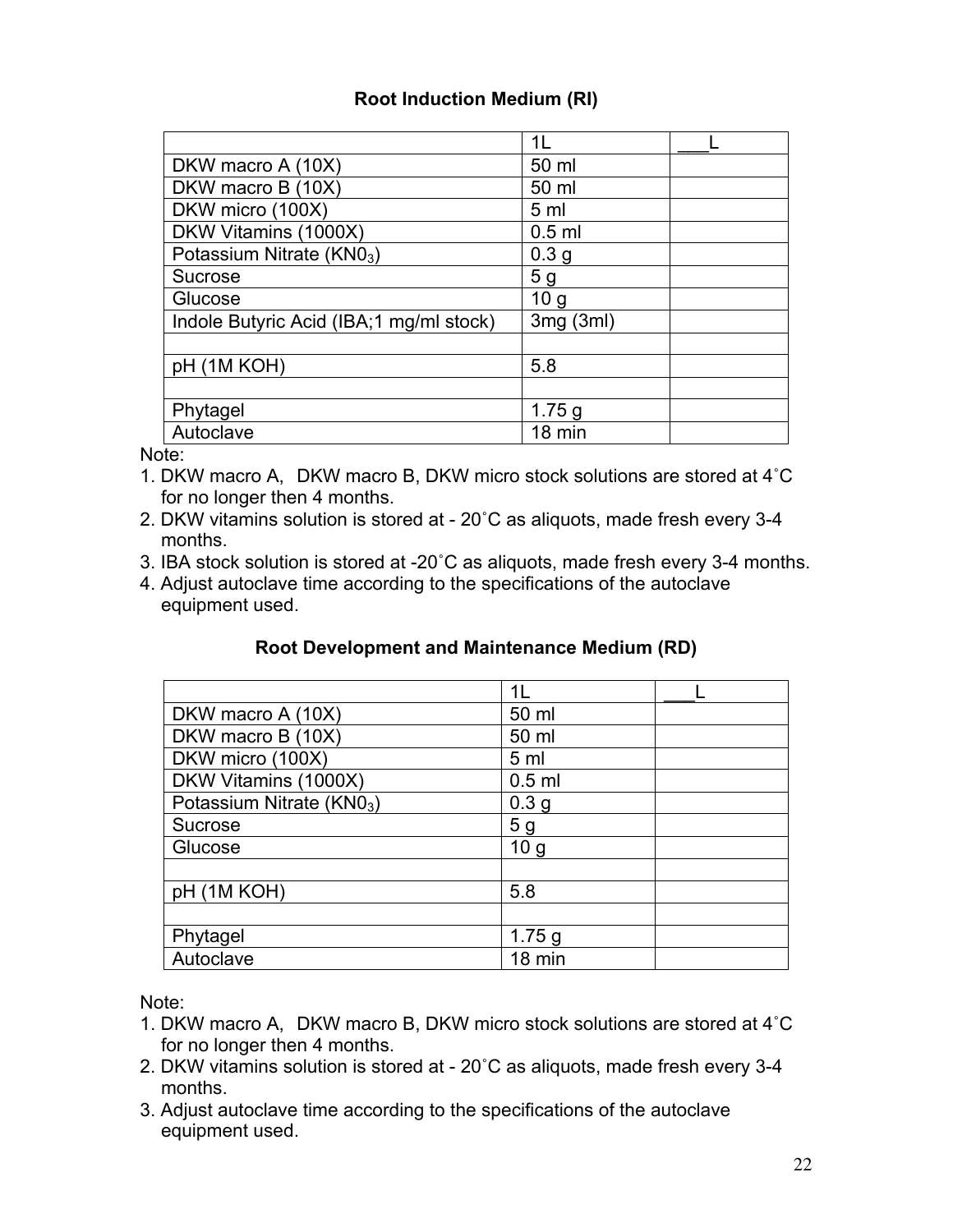### Root Induction Medium (RI)

| | 1L | ___L |
|---|---|---|
| DKW macro A (10X) | 50 ml | |
| DKW macro B (10X) | 50 ml | |
| DKW micro (100X) | 5 ml | |
| DKW Vitamins (1000X) | 0.5 ml | |
| Potassium Nitrate ($KN0_3$) | 0.3 g | |
| Sucrose | 5 g | |
| Glucose | 10 g | |
| Indole Butyric Acid (IBA;1 mg/ml stock) | 3mg (3ml) | |
| | | |
| pH (1M KOH) | 5.8 | |
| | | |
| Phytagel | 1.75 g | |
| Autoclave | 18 min | |

Note:

1. DKW macro A, DKW macro B, DKW micro stock solutions are stored at 4˚C for no longer then 4 months.
2. DKW vitamins solution is stored at - 20˚C as aliquots, made fresh every 3-4 months.
3. IBA stock solution is stored at -20˚C as aliquots, made fresh every 3-4 months.
4. Adjust autoclave time according to the specifications of the autoclave equipment used.

### Root Development and Maintenance Medium (RD)

| | 1L | ___L |
|---|---|---|
| DKW macro A (10X) | 50 ml | |
| DKW macro B (10X) | 50 ml | |
| DKW micro (100X) | 5 ml | |
| DKW Vitamins (1000X) | 0.5 ml | |
| Potassium Nitrate ($KN0_3$) | 0.3 g | |
| Sucrose | 5 g | |
| Glucose | 10 g | |
| | | |
| pH (1M KOH) | 5.8 | |
| | | |
| Phytagel | 1.75 g | |
| Autoclave | 18 min | |

Note:

1. DKW macro A, DKW macro B, DKW micro stock solutions are stored at 4˚C for no longer then 4 months.
2. DKW vitamins solution is stored at - 20˚C as aliquots, made fresh every 3-4 months.
3. Adjust autoclave time according to the specifications of the autoclave equipment used.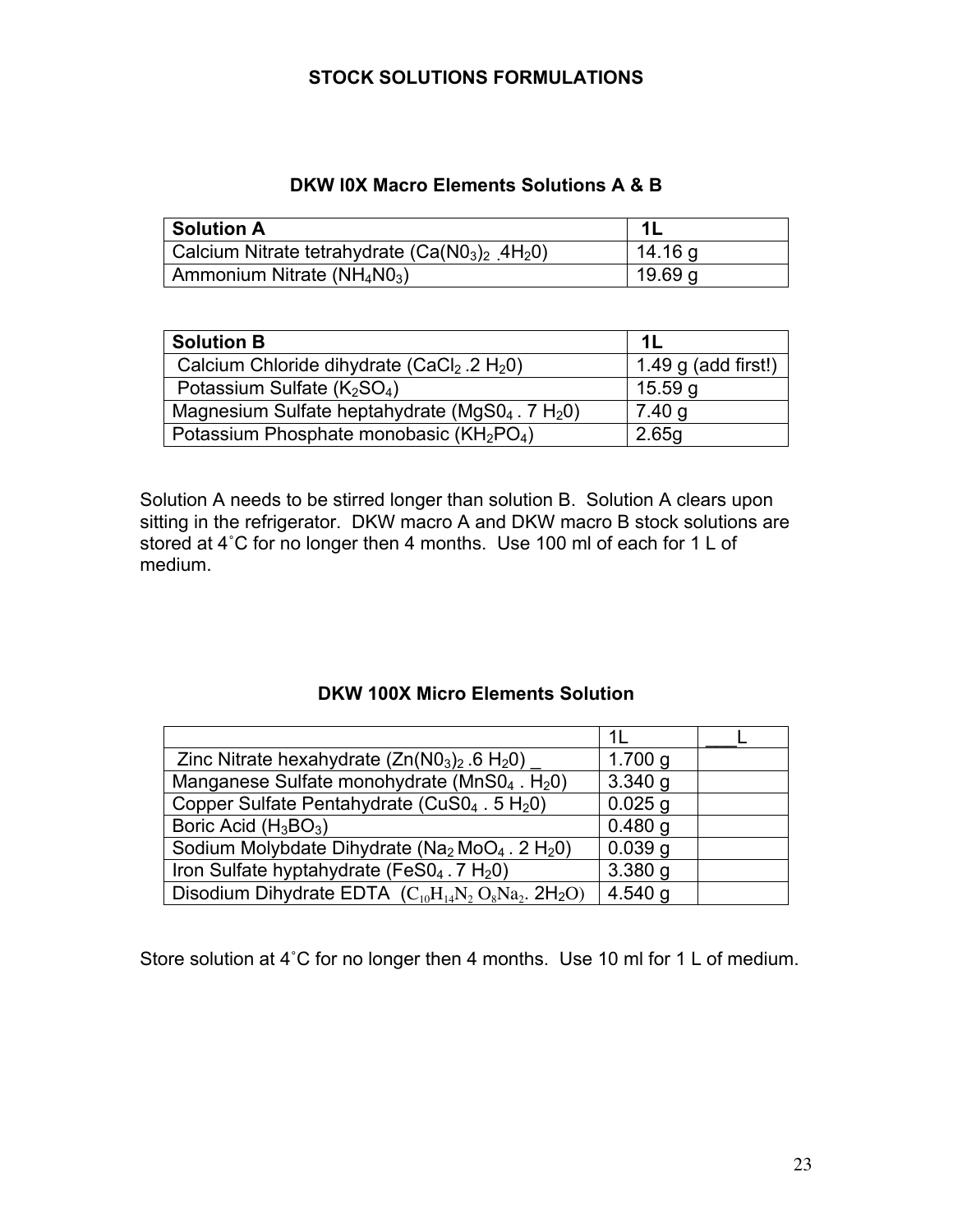# STOCK SOLUTIONS FORMULATIONS

## DKW l0X Macro Elements Solutions A & B

| Solution A | 1L |
|---|---|
| Calcium Nitrate tetrahydrate ($Ca(N0_3)_2 .4H_20$) | 14.16 g |
| Ammonium Nitrate ($NH_4N0_3$) | 19.69 g |

| Solution B | 1L |
|---|---|
| Calcium Chloride dihydrate ($CaCl_2 .2 H_20$) | 1.49 g (add first!) |
| Potassium Sulfate ($K_2SO_4$) | 15.59 g |
| Magnesium Sulfate heptahydrate ($MgS0_4 . 7 H_20$) | 7.40 g |
| Potassium Phosphate monobasic ($KH_2PO_4$) | 2.65g |

Solution A needs to be stirred longer than solution B. Solution A clears upon sitting in the refrigerator. DKW macro A and DKW macro B stock solutions are stored at 4˚C for no longer then 4 months. Use 100 ml of each for 1 L of medium.

## DKW 100X Micro Elements Solution

| | 1L | ___L |
|---|---|---|
| Zinc Nitrate hexahydrate ($Zn(N0_3)_2 .6 H_20$) _ | 1.700 g | |
| Manganese Sulfate monohydrate ($MnS0_4 . H_20$) | 3.340 g | |
| Copper Sulfate Pentahydrate ($CuS0_4 . 5 H_20$) | 0.025 g | |
| Boric Acid ($H_3BO_3$) | 0.480 g | |
| Sodium Molybdate Dihydrate ($Na_2 MoO_4 . 2 H_20$) | 0.039 g | |
| Iron Sulfate hyptahydrate ($FeS0_4 . 7 H_20$) | 3.380 g | |
| Disodium Dihydrate EDTA ($C_{10}H_{14}N_2 O_8Na_2. 2H_2O$) | 4.540 g | |

Store solution at 4˚C for no longer then 4 months. Use 10 ml for 1 L of medium.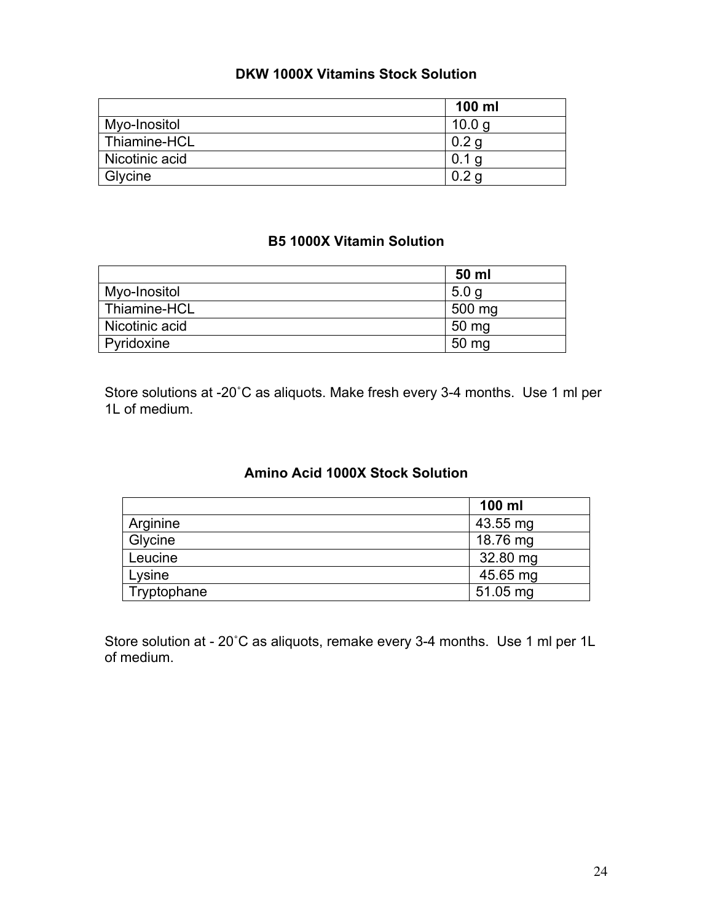### DKW 1000X Vitamins Stock Solution

| | 100 ml |
|---|---|
| Myo-Inositol | 10.0 g |
| Thiamine-HCL | 0.2 g |
| Nicotinic acid | 0.1 g |
| Glycine | 0.2 g |

### B5 1000X Vitamin Solution

| | 50 ml |
|---|---|
| Myo-Inositol | 5.0 g |
| Thiamine-HCL | 500 mg |
| Nicotinic acid | 50 mg |
| Pyridoxine | 50 mg |

Store solutions at -20˚C as aliquots. Make fresh every 3-4 months. Use 1 ml per 1L of medium.

### Amino Acid 1000X Stock Solution

| | 100 ml |
|---|---|
| Arginine | 43.55 mg |
| Glycine | 18.76 mg |
| Leucine | 32.80 mg |
| Lysine | 45.65 mg |
| Tryptophane | 51.05 mg |

Store solution at - 20˚C as aliquots, remake every 3-4 months. Use 1 ml per 1L of medium.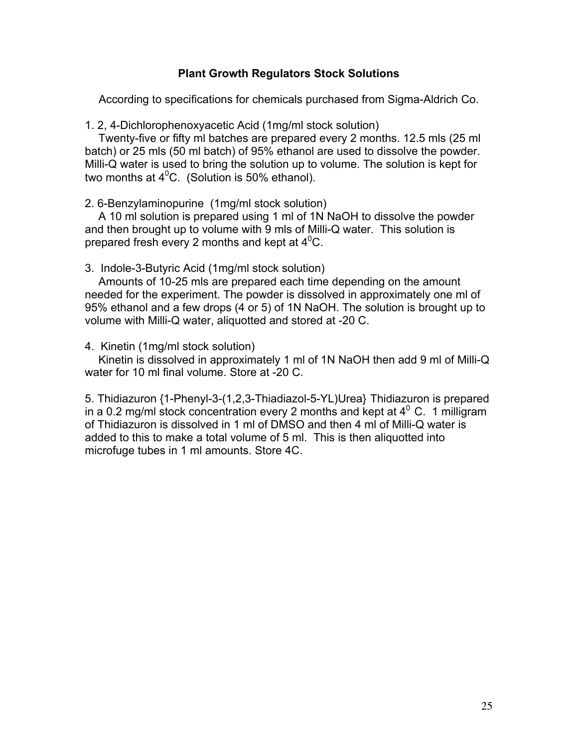## Plant Growth Regulators Stock Solutions

According to specifications for chemicals purchased from Sigma-Aldrich Co.

1. 2, 4-Dichlorophenoxyacetic Acid (1mg/ml stock solution)
   Twenty-five or fifty ml batches are prepared every 2 months. 12.5 mls (25 ml batch) or 25 mls (50 ml batch) of 95% ethanol are used to dissolve the powder. Milli-Q water is used to bring the solution up to volume. The solution is kept for two months at $4^0$C. (Solution is 50% ethanol).

2. 6-Benzylaminopurine (1mg/ml stock solution)
   A 10 ml solution is prepared using 1 ml of 1N NaOH to dissolve the powder and then brought up to volume with 9 mls of Milli-Q water. This solution is prepared fresh every 2 months and kept at $4^0$C.

3. Indole-3-Butyric Acid (1mg/ml stock solution)
   Amounts of 10-25 mls are prepared each time depending on the amount needed for the experiment. The powder is dissolved in approximately one ml of 95% ethanol and a few drops (4 or 5) of 1N NaOH. The solution is brought up to volume with Milli-Q water, aliquotted and stored at -20 C.

4. Kinetin (1mg/ml stock solution)
   Kinetin is dissolved in approximately 1 ml of 1N NaOH then add 9 ml of Milli-Q water for 10 ml final volume. Store at -20 C.

5. Thidiazuron {1-Phenyl-3-(1,2,3-Thiadiazol-5-YL)Urea} Thidiazuron is prepared in a 0.2 mg/ml stock concentration every 2 months and kept at $4^0$ C. 1 milligram of Thidiazuron is dissolved in 1 ml of DMSO and then 4 ml of Milli-Q water is added to this to make a total volume of 5 ml. This is then aliquotted into microfuge tubes in 1 ml amounts. Store 4C.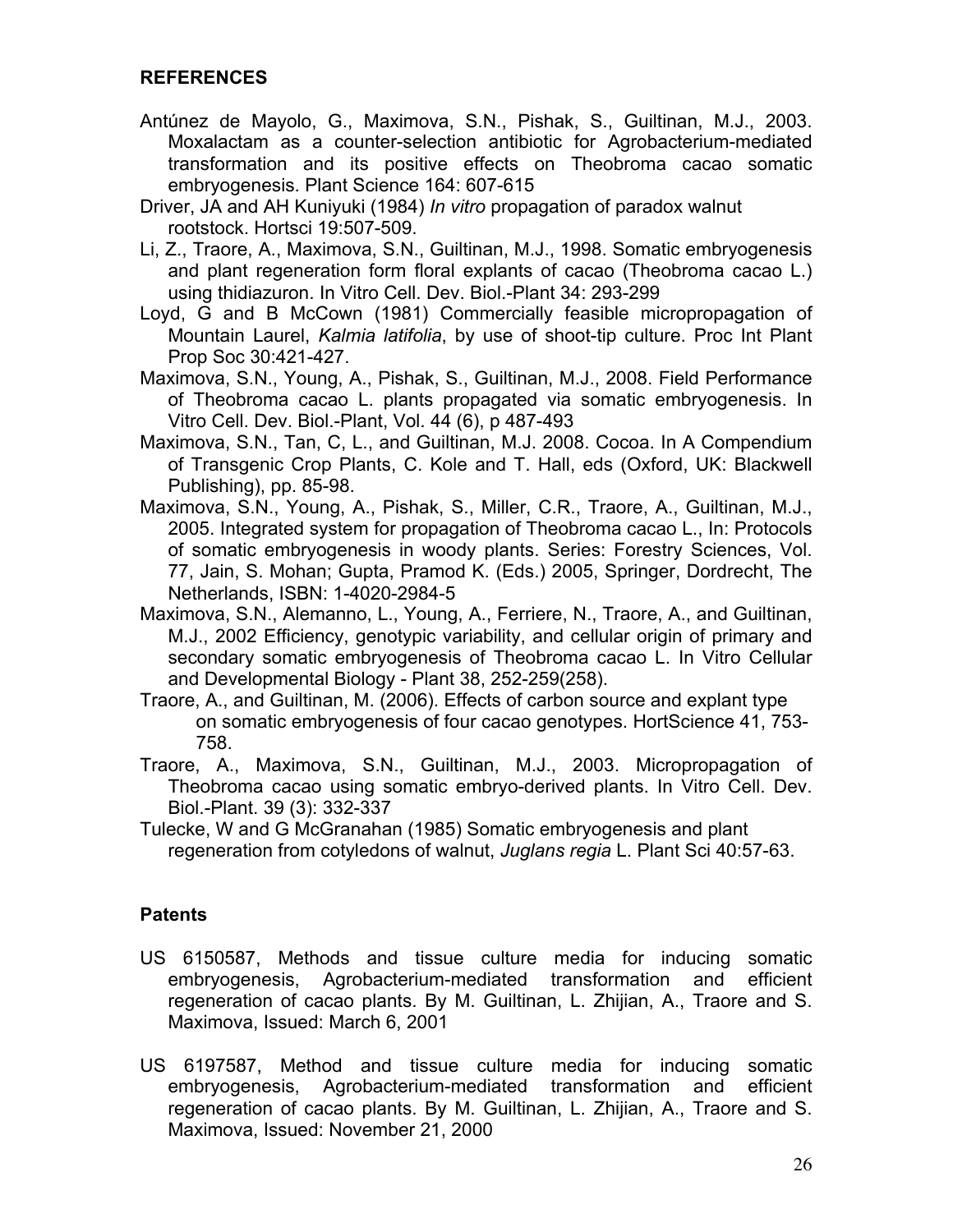## REFERENCES

Antúnez de Mayolo, G., Maximova, S.N., Pishak, S., Guiltinan, M.J., 2003. Moxalactam as a counter-selection antibiotic for Agrobacterium-mediated transformation and its positive effects on Theobroma cacao somatic embryogenesis. Plant Science 164: 607-615

Driver, JA and AH Kuniyuki (1984) *In vitro* propagation of paradox walnut rootstock. Hortsci 19:507-509.

Li, Z., Traore, A., Maximova, S.N., Guiltinan, M.J., 1998. Somatic embryogenesis and plant regeneration form floral explants of cacao (Theobroma cacao L.) using thidiazuron. In Vitro Cell. Dev. Biol.-Plant 34: 293-299

Loyd, G and B McCown (1981) Commercially feasible micropropagation of Mountain Laurel, *Kalmia latifolia*, by use of shoot-tip culture. Proc Int Plant Prop Soc 30:421-427.

Maximova, S.N., Young, A., Pishak, S., Guiltinan, M.J., 2008. Field Performance of Theobroma cacao L. plants propagated via somatic embryogenesis. In Vitro Cell. Dev. Biol.-Plant, Vol. 44 (6), p 487-493

Maximova, S.N., Tan, C, L., and Guiltinan, M.J. 2008. Cocoa. In A Compendium of Transgenic Crop Plants, C. Kole and T. Hall, eds (Oxford, UK: Blackwell Publishing), pp. 85-98.

Maximova, S.N., Young, A., Pishak, S., Miller, C.R., Traore, A., Guiltinan, M.J., 2005. Integrated system for propagation of Theobroma cacao L., In: Protocols of somatic embryogenesis in woody plants. Series: Forestry Sciences, Vol. 77, Jain, S. Mohan; Gupta, Pramod K. (Eds.) 2005, Springer, Dordrecht, The Netherlands, ISBN: 1-4020-2984-5

Maximova, S.N., Alemanno, L., Young, A., Ferriere, N., Traore, A., and Guiltinan, M.J., 2002 Efficiency, genotypic variability, and cellular origin of primary and secondary somatic embryogenesis of Theobroma cacao L. In Vitro Cellular and Developmental Biology - Plant 38, 252-259(258).

Traore, A., and Guiltinan, M. (2006). Effects of carbon source and explant type on somatic embryogenesis of four cacao genotypes. HortScience 41, 753-758.

Traore, A., Maximova, S.N., Guiltinan, M.J., 2003. Micropropagation of Theobroma cacao using somatic embryo-derived plants. In Vitro Cell. Dev. Biol.-Plant. 39 (3): 332-337

Tulecke, W and G McGranahan (1985) Somatic embryogenesis and plant regeneration from cotyledons of walnut, *Juglans regia* L. Plant Sci 40:57-63.

## Patents

US 6150587, Methods and tissue culture media for inducing somatic embryogenesis, Agrobacterium-mediated transformation and efficient regeneration of cacao plants. By M. Guiltinan, L. Zhijian, A., Traore and S. Maximova, Issued: March 6, 2001

US 6197587, Method and tissue culture media for inducing somatic embryogenesis, Agrobacterium-mediated transformation and efficient regeneration of cacao plants. By M. Guiltinan, L. Zhijian, A., Traore and S. Maximova, Issued: November 21, 2000